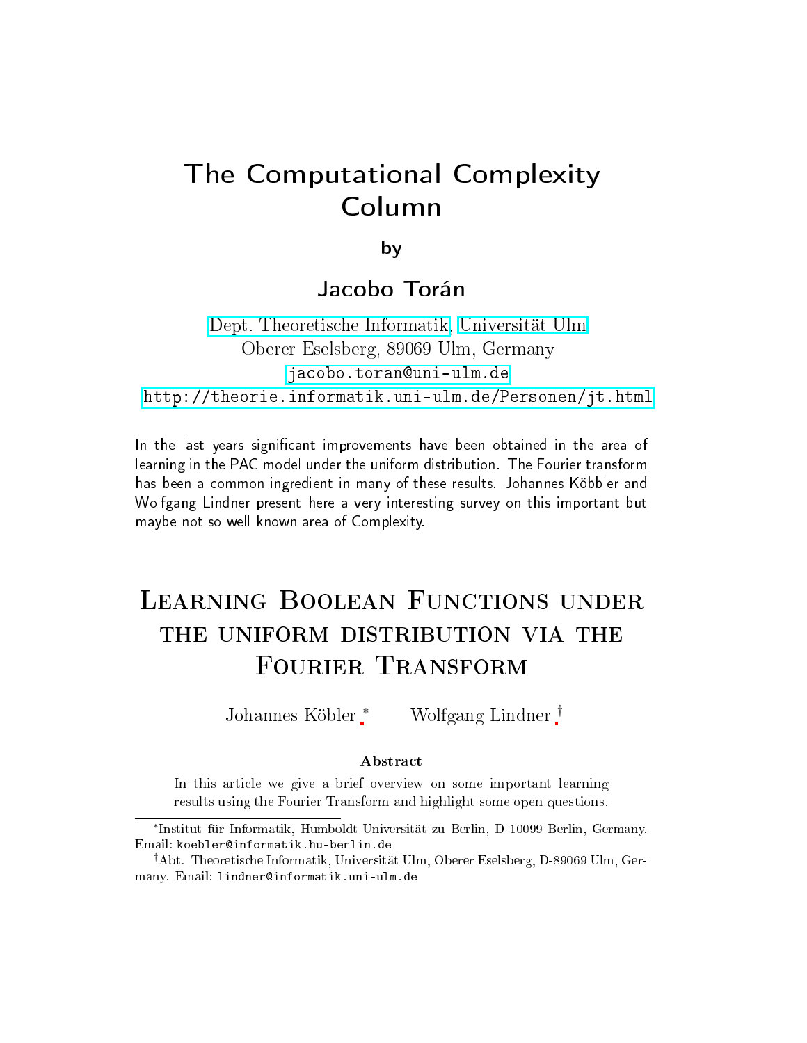# The Computational Complexity Column

by

## Jacobo Torán

Dept. Theoretische Informatik, Universität Ulm
Oberer Eselsberg, 89069 Ulm, Germany
jacobo.toran@uni-ulm.de
http://theorie.informatik.uni-ulm.de/Personen/jt.html

In the last years significant improvements have been obtained in the area of learning in the PAC model under the uniform distribution. The Fourier transform has been a common ingredient in many of these results. Johannes Köbler and Wolfgang Lindner present here a very interesting survey on this important but maybe not so well known area of Complexity.

# Learning Boolean Functions under the uniform distribution via the Fourier Transform

Johannes Köbler [*] Wolfgang Lindner [†]

**Abstract**

In this article we give a brief overview on some important learning results using the Fourier Transform and highlight some open questions.

---

[*] Institut für Informatik, Humboldt-Universität zu Berlin, D-10099 Berlin, Germany. Email: koebler@informatik.hu-berlin.de

[†] Abt. Theoretische Informatik, Universität Ulm, Oberer Eselsberg, D-89069 Ulm, Germany. Email: lindner@informatik.uni-ulm.de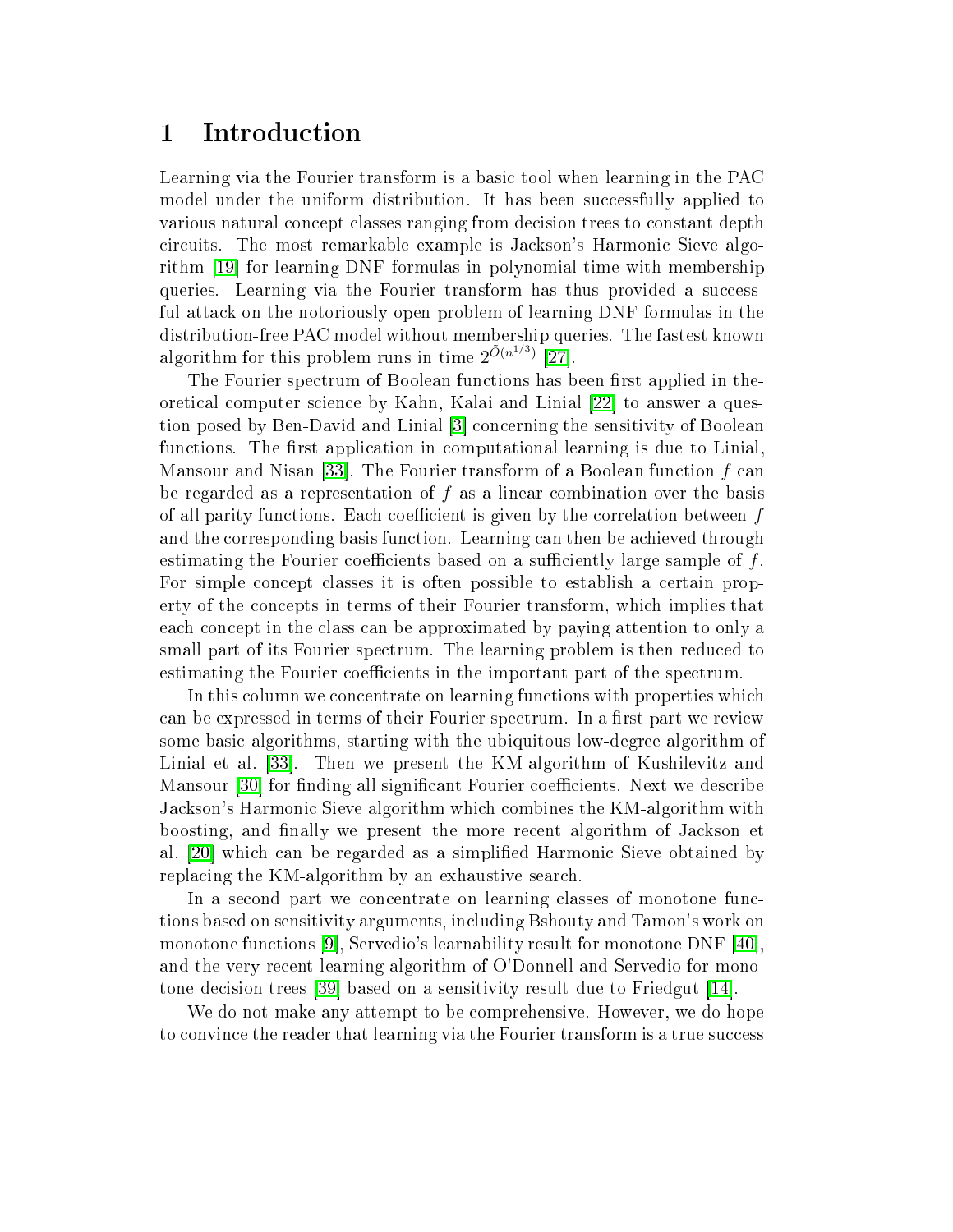# 1 Introduction

Learning via the Fourier transform is a basic tool when learning in the PAC model under the uniform distribution. It has been successfully applied to various natural concept classes ranging from decision trees to constant depth circuits. The most remarkable example is Jackson's Harmonic Sieve algorithm [19] for learning DNF formulas in polynomial time with membership queries. Learning via the Fourier transform has thus provided a successful attack on the notoriously open problem of learning DNF formulas in the distribution-free PAC model without membership queries. The fastest known algorithm for this problem runs in time $2^{\tilde{O}(n^{1/3})}$ [27].

The Fourier spectrum of Boolean functions has been first applied in theoretical computer science by Kahn, Kalai and Linial [22] to answer a question posed by Ben-David and Linial [3] concerning the sensitivity of Boolean functions. The first application in computational learning is due to Linial, Mansour and Nisan [33]. The Fourier transform of a Boolean function $f$ can be regarded as a representation of $f$ as a linear combination over the basis of all parity functions. Each coefficient is given by the correlation between $f$ and the corresponding basis function. Learning can then be achieved through estimating the Fourier coefficients based on a sufficiently large sample of $f$. For simple concept classes it is often possible to establish a certain property of the concepts in terms of their Fourier transform, which implies that each concept in the class can be approximated by paying attention to only a small part of its Fourier spectrum. The learning problem is then reduced to estimating the Fourier coefficients in the important part of the spectrum.

In this column we concentrate on learning functions with properties which can be expressed in terms of their Fourier spectrum. In a first part we review some basic algorithms, starting with the ubiquitous low-degree algorithm of Linial et al. [33]. Then we present the KM-algorithm of Kushilevitz and Mansour [30] for finding all significant Fourier coefficients. Next we describe Jackson's Harmonic Sieve algorithm which combines the KM-algorithm with boosting, and finally we present the more recent algorithm of Jackson et al. [20] which can be regarded as a simplified Harmonic Sieve obtained by replacing the KM-algorithm by an exhaustive search.

In a second part we concentrate on learning classes of monotone functions based on sensitivity arguments, including Bshouty and Tamon's work on monotone functions [9], Servedio's learnability result for monotone DNF [40], and the very recent learning algorithm of O'Donnell and Servedio for monotone decision trees [39] based on a sensitivity result due to Friedgut [14].

We do not make any attempt to be comprehensive. However, we do hope to convince the reader that learning via the Fourier transform is a true success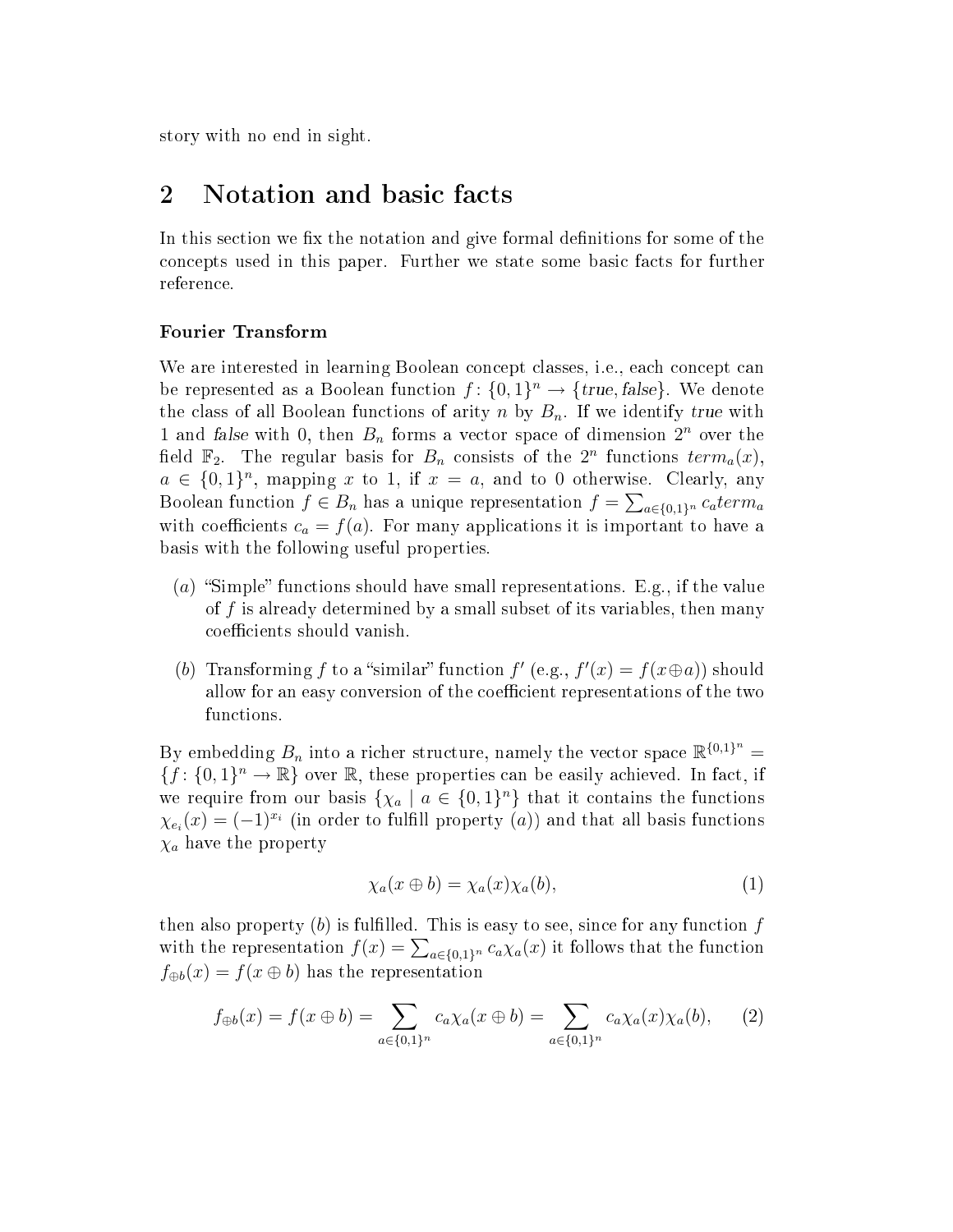story with no end in sight.

## 2 Notation and basic facts

In this section we fix the notation and give formal definitions for some of the concepts used in this paper. Further we state some basic facts for further reference.

### Fourier Transform

We are interested in learning Boolean concept classes, i.e., each concept can be represented as a Boolean function $f\colon \{0,1\}^n \to \{\mathit{true}, \mathit{false}\}$. We denote the class of all Boolean functions of arity $n$ by $B_n$. If we identify *true* with 1 and *false* with 0, then $B_n$ forms a vector space of dimension $2^n$ over the field $\mathbb{F}_2$. The regular basis for $B_n$ consists of the $2^n$ functions $term_a(x)$, $a \in \{0,1\}^n$, mapping $x$ to 1, if $x = a$, and to 0 otherwise. Clearly, any Boolean function $f \in B_n$ has a unique representation $f = \sum_{a \in \{0,1\}^n} c_a term_a$ with coefficients $c_a = f(a)$. For many applications it is important to have a basis with the following useful properties.

(*a*) "Simple" functions should have small representations. E.g., if the value of $f$ is already determined by a small subset of its variables, then many coefficients should vanish.

(*b*) Transforming $f$ to a "similar" function $f'$ (e.g., $f'(x) = f(x \oplus a)$) should allow for an easy conversion of the coefficient representations of the two functions.

By embedding $B_n$ into a richer structure, namely the vector space $\mathbb{R}^{\{0,1\}^n} = \{f\colon \{0,1\}^n \to \mathbb{R}\}$ over $\mathbb{R}$, these properties can be easily achieved. In fact, if we require from our basis $\{\chi_a \mid a \in \{0,1\}^n\}$ that it contains the functions $\chi_{e_i}(x) = (-1)^{x_i}$ (in order to fulfill property (*a*)) and that all basis functions $\chi_a$ have the property

$$\chi_a(x \oplus b) = \chi_a(x)\chi_a(b), \tag{1}$$

then also property (*b*) is fulfilled. This is easy to see, since for any function $f$ with the representation $f(x) = \sum_{a \in \{0,1\}^n} c_a \chi_a(x)$ it follows that the function $f_{\oplus b}(x) = f(x \oplus b)$ has the representation

$$f_{\oplus b}(x) = f(x \oplus b) = \sum_{a \in \{0,1\}^n} c_a \chi_a(x \oplus b) = \sum_{a \in \{0,1\}^n} c_a \chi_a(x)\chi_a(b), \tag{2}$$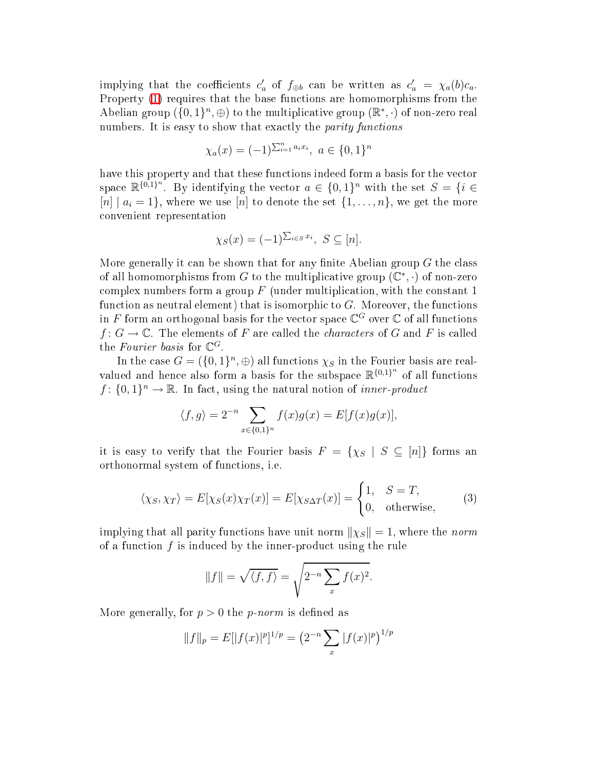implying that the coefficients $c'_a$ of $f_{\oplus b}$ can be written as $c'_a = \chi_a(b)c_a$. Property (1) requires that the base functions are homomorphisms from the Abelian group $(\{0,1\}^n, \oplus)$ to the multiplicative group $(\mathbb{R}^*, \cdot)$ of non-zero real numbers. It is easy to show that exactly the *parity functions*

$$\chi_a(x) = (-1)^{\sum_{i=1}^n a_i x_i}, \; a \in \{0,1\}^n$$

have this property and that these functions indeed form a basis for the vector space $\mathbb{R}^{\{0,1\}^n}$. By identifying the vector $a \in \{0,1\}^n$ with the set $S = \{i \in [n] \mid a_i = 1\}$, where we use $[n]$ to denote the set $\{1, \ldots, n\}$, we get the more convenient representation

$$\chi_S(x) = (-1)^{\sum_{i \in S} x_i}, \; S \subseteq [n].$$

More generally it can be shown that for any finite Abelian group $G$ the class of all homomorphisms from $G$ to the multiplicative group $(\mathbb{C}^*, \cdot)$ of non-zero complex numbers form a group $F$ (under multiplication, with the constant 1 function as neutral element) that is isomorphic to $G$. Moreover, the functions in $F$ form an orthogonal basis for the vector space $\mathbb{C}^G$ over $\mathbb{C}$ of all functions $f \colon G \to \mathbb{C}$. The elements of $F$ are called the *characters* of $G$ and $F$ is called the *Fourier basis* for $\mathbb{C}^G$.

In the case $G = (\{0,1\}^n, \oplus)$ all functions $\chi_S$ in the Fourier basis are real-valued and hence also form a basis for the subspace $\mathbb{R}^{\{0,1\}^n}$ of all functions $f \colon \{0,1\}^n \to \mathbb{R}$. In fact, using the natural notion of *inner-product*

$$\langle f, g \rangle = 2^{-n} \sum_{x \in \{0,1\}^n} f(x)g(x) = E[f(x)g(x)],$$

it is easy to verify that the Fourier basis $F = \{\chi_S \mid S \subseteq [n]\}$ forms an orthonormal system of functions, i.e.

$$\langle \chi_S, \chi_T \rangle = E[\chi_S(x)\chi_T(x)] = E[\chi_{S \Delta T}(x)] = \begin{cases} 1, & S = T, \\ 0, & \text{otherwise}, \end{cases} \tag{3}$$

implying that all parity functions have unit norm $\|\chi_S\| = 1$, where the *norm* of a function $f$ is induced by the inner-product using the rule

$$\|f\| = \sqrt{\langle f, f \rangle} = \sqrt{2^{-n} \sum_x f(x)^2}.$$

More generally, for $p > 0$ the *p-norm* is defined as

$$\|f\|_p = E[|f(x)|^p]^{1/p} = \left(2^{-n} \sum_x |f(x)|^p\right)^{1/p}$$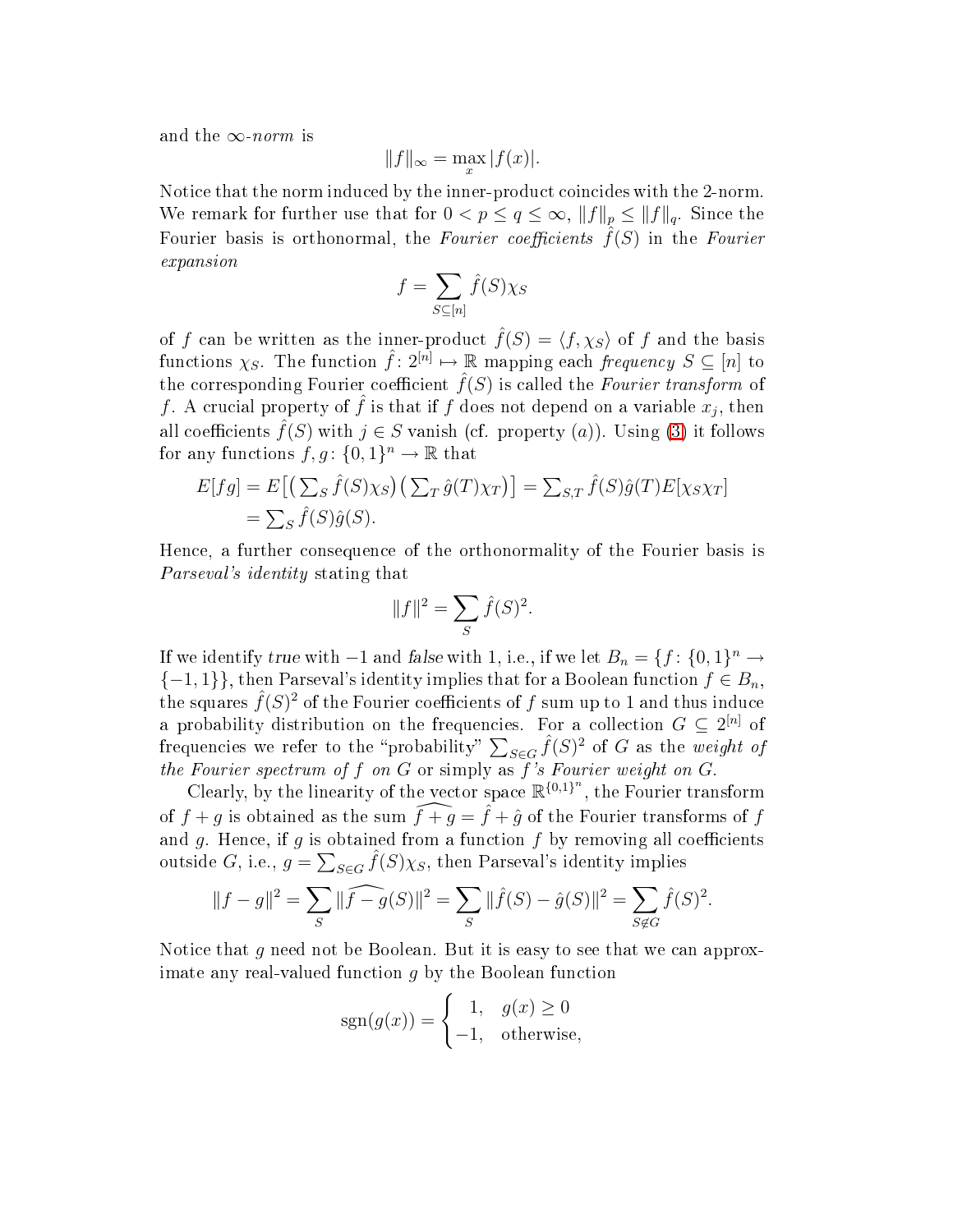and the $\infty$-*norm* is

$$\|f\|_\infty = \max_x |f(x)|.$$

Notice that the norm induced by the inner-product coincides with the 2-norm. We remark for further use that for $0 < p \le q \le \infty$, $\|f\|_p \le \|f\|_q$. Since the Fourier basis is orthonormal, the *Fourier coefficients* $\hat{f}(S)$ in the *Fourier expansion*

$$f = \sum_{S \subseteq [n]} \hat{f}(S)\chi_S$$

of $f$ can be written as the inner-product $\hat{f}(S) = \langle f, \chi_S \rangle$ of $f$ and the basis functions $\chi_S$. The function $\hat{f} \colon 2^{[n]} \mapsto \mathbb{R}$ mapping each *frequency* $S \subseteq [n]$ to the corresponding Fourier coefficient $\hat{f}(S)$ is called the *Fourier transform* of $f$. A crucial property of $\hat{f}$ is that if $f$ does not depend on a variable $x_j$, then all coefficients $\hat{f}(S)$ with $j \in S$ vanish (cf. property $(a)$). Using (3) it follows for any functions $f, g \colon \{0,1\}^n \to \mathbb{R}$ that

$$\begin{aligned} E[fg] &= E\big[\big(\textstyle\sum_S \hat{f}(S)\chi_S\big)\big(\textstyle\sum_T \hat{g}(T)\chi_T\big)\big] = \textstyle\sum_{S,T} \hat{f}(S)\hat{g}(T)E[\chi_S\chi_T] \\ &= \textstyle\sum_S \hat{f}(S)\hat{g}(S). \end{aligned}$$

Hence, a further consequence of the orthonormality of the Fourier basis is *Parseval's identity* stating that

$$\|f\|^2 = \sum_S \hat{f}(S)^2.$$

If we identify *true* with $-1$ and *false* with 1, i.e., if we let $B_n = \{f \colon \{0,1\}^n \to \{-1,1\}\}$, then Parseval's identity implies that for a Boolean function $f \in B_n$, the squares $\hat{f}(S)^2$ of the Fourier coefficients of $f$ sum up to 1 and thus induce a probability distribution on the frequencies. For a collection $G \subseteq 2^{[n]}$ of frequencies we refer to the "probability" $\sum_{S \in G} \hat{f}(S)^2$ of $G$ as the *weight of the Fourier spectrum of $f$ on $G$* or simply as *$f$'s Fourier weight on $G$*.

Clearly, by the linearity of the vector space $\mathbb{R}^{\{0,1\}^n}$, the Fourier transform of $f + g$ is obtained as the sum $\widehat{f+g} = \hat{f} + \hat{g}$ of the Fourier transforms of $f$ and $g$. Hence, if $g$ is obtained from a function $f$ by removing all coefficients outside $G$, i.e., $g = \sum_{S \in G} \hat{f}(S)\chi_S$, then Parseval's identity implies

$$\|f - g\|^2 = \sum_S \|\widehat{f-g}(S)\|^2 = \sum_S \|\hat{f}(S) - \hat{g}(S)\|^2 = \sum_{S \notin G} \hat{f}(S)^2.$$

Notice that $g$ need not be Boolean. But it is easy to see that we can approximate any real-valued function $g$ by the Boolean function

$$\operatorname{sgn}(g(x)) = \begin{cases} 1, & g(x) \ge 0 \\ -1, & \text{otherwise,} \end{cases}$$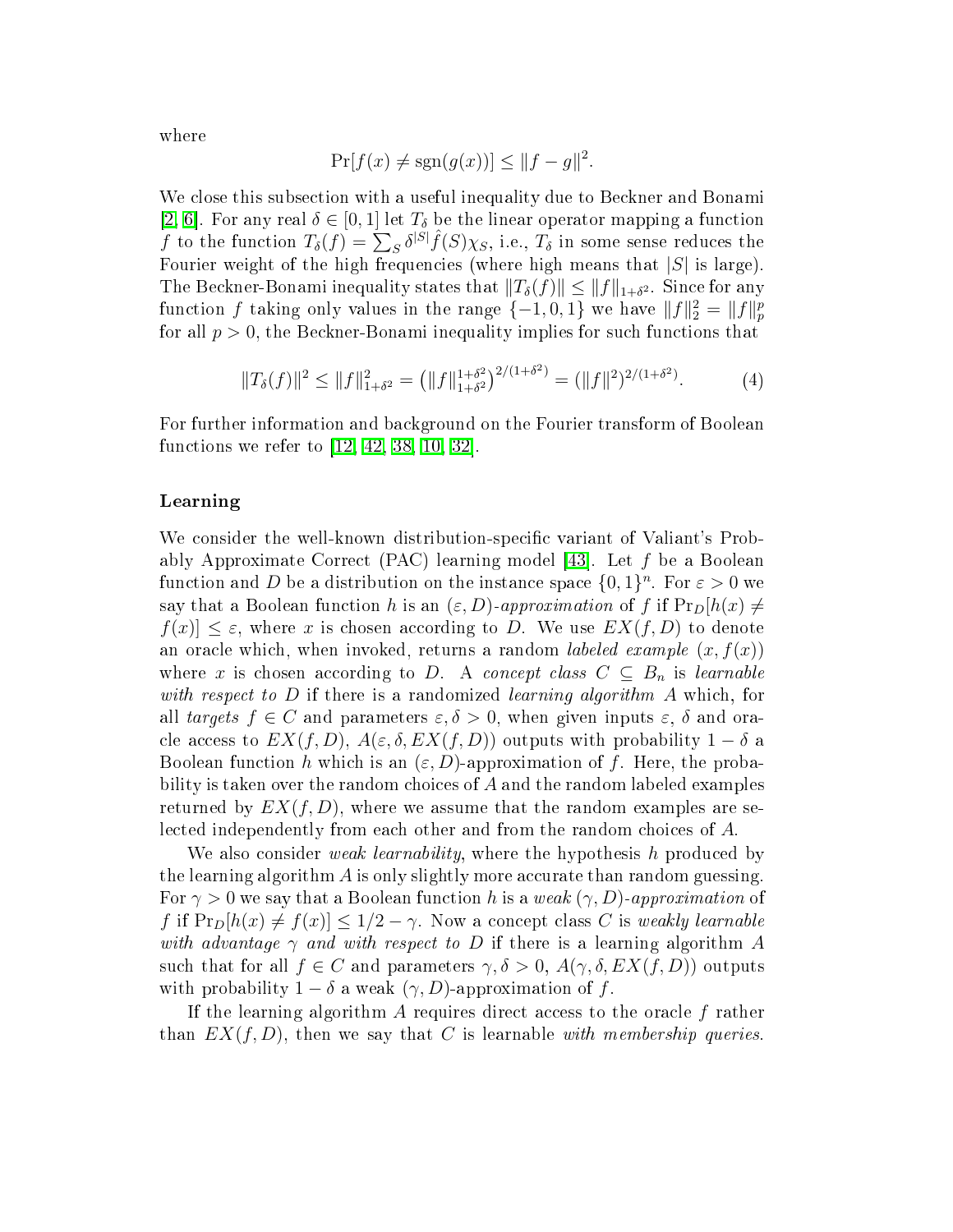where

$$\Pr[f(x) \neq \operatorname{sgn}(g(x))] \leq \|f - g\|^2.$$

We close this subsection with a useful inequality due to Beckner and Bonami [2, 6]. For any real $\delta \in [0, 1]$ let $T_\delta$ be the linear operator mapping a function $f$ to the function $T_\delta(f) = \sum_S \delta^{|S|} \hat{f}(S) \chi_S$, i.e., $T_\delta$ in some sense reduces the Fourier weight of the high frequencies (where high means that $|S|$ is large). The Beckner-Bonami inequality states that $\|T_\delta(f)\| \leq \|f\|_{1+\delta^2}$. Since for any function $f$ taking only values in the range $\{-1, 0, 1\}$ we have $\|f\|_2^2 = \|f\|_p^p$ for all $p > 0$, the Beckner-Bonami inequality implies for such functions that

$$\|T_\delta(f)\|^2 \leq \|f\|_{1+\delta^2}^2 = \left(\|f\|_{1+\delta^2}^{1+\delta^2}\right)^{2/(1+\delta^2)} = (\|f\|^2)^{2/(1+\delta^2)}. \tag{4}$$

For further information and background on the Fourier transform of Boolean functions we refer to [12, 42, 38, 10, 32].

### Learning

We consider the well-known distribution-specific variant of Valiant's Probably Approximate Correct (PAC) learning model [43]. Let $f$ be a Boolean function and $D$ be a distribution on the instance space $\{0, 1\}^n$. For $\varepsilon > 0$ we say that a Boolean function $h$ is an *$(\varepsilon, D)$-approximation* of $f$ if $\Pr_D[h(x) \neq f(x)] \leq \varepsilon$, where $x$ is chosen according to $D$. We use $EX(f, D)$ to denote an oracle which, when invoked, returns a random *labeled example* $(x, f(x))$ where $x$ is chosen according to $D$. A *concept class* $C \subseteq B_n$ is *learnable with respect to $D$* if there is a randomized *learning algorithm* $A$ which, for all *targets* $f \in C$ and parameters $\varepsilon, \delta > 0$, when given inputs $\varepsilon$, $\delta$ and oracle access to $EX(f, D)$, $A(\varepsilon, \delta, EX(f, D))$ outputs with probability $1 - \delta$ a Boolean function $h$ which is an $(\varepsilon, D)$-approximation of $f$. Here, the probability is taken over the random choices of $A$ and the random labeled examples returned by $EX(f, D)$, where we assume that the random examples are selected independently from each other and from the random choices of $A$.

We also consider *weak learnability*, where the hypothesis $h$ produced by the learning algorithm $A$ is only slightly more accurate than random guessing. For $\gamma > 0$ we say that a Boolean function $h$ is a *weak $(\gamma, D)$-approximation* of $f$ if $\Pr_D[h(x) \neq f(x)] \leq 1/2 - \gamma$. Now a concept class $C$ is *weakly learnable with advantage $\gamma$ and with respect to $D$* if there is a learning algorithm $A$ such that for all $f \in C$ and parameters $\gamma, \delta > 0$, $A(\gamma, \delta, EX(f, D))$ outputs with probability $1 - \delta$ a weak $(\gamma, D)$-approximation of $f$.

If the learning algorithm $A$ requires direct access to the oracle $f$ rather than $EX(f, D)$, then we say that $C$ is learnable *with membership queries*.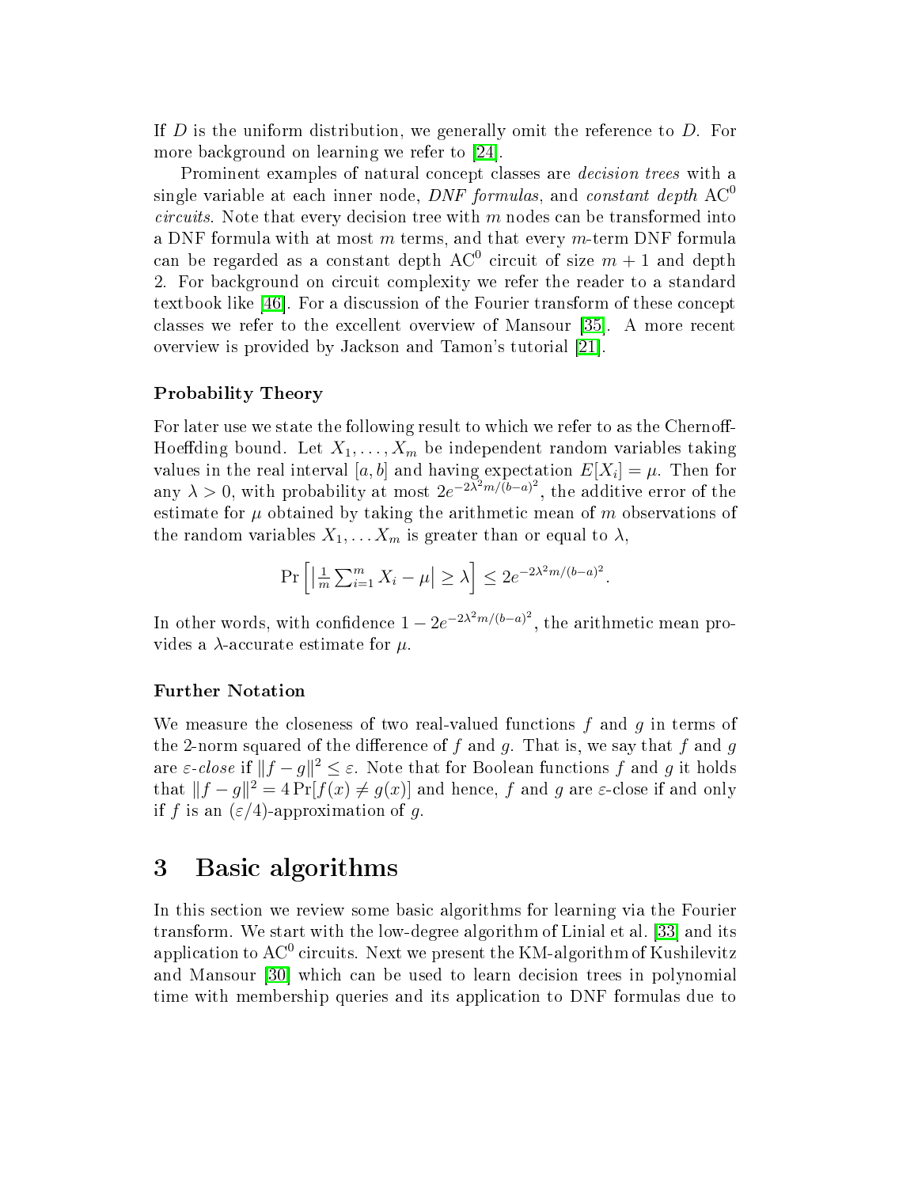If $D$ is the uniform distribution, we generally omit the reference to $D$. For more background on learning we refer to [24].

Prominent examples of natural concept classes are *decision trees* with a single variable at each inner node, *DNF formulas*, and *constant depth* $\mathrm{AC}^0$ *circuits*. Note that every decision tree with $m$ nodes can be transformed into a DNF formula with at most $m$ terms, and that every $m$-term DNF formula can be regarded as a constant depth $\mathrm{AC}^0$ circuit of size $m+1$ and depth 2. For background on circuit complexity we refer the reader to a standard textbook like [46]. For a discussion of the Fourier transform of these concept classes we refer to the excellent overview of Mansour [35]. A more recent overview is provided by Jackson and Tamon's tutorial [21].

### Probability Theory

For later use we state the following result to which we refer to as the Chernoff-Hoeffding bound. Let $X_1, \ldots, X_m$ be independent random variables taking values in the real interval $[a, b]$ and having expectation $E[X_i] = \mu$. Then for any $\lambda > 0$, with probability at most $2e^{-2\lambda^2 m/(b-a)^2}$, the additive error of the estimate for $\mu$ obtained by taking the arithmetic mean of $m$ observations of the random variables $X_1, \ldots X_m$ is greater than or equal to $\lambda$,

$$\Pr\left[\left|\tfrac{1}{m}\sum_{i=1}^m X_i - \mu\right| \geq \lambda\right] \leq 2e^{-2\lambda^2 m/(b-a)^2}.$$

In other words, with confidence $1 - 2e^{-2\lambda^2 m/(b-a)^2}$, the arithmetic mean provides a $\lambda$-accurate estimate for $\mu$.

### Further Notation

We measure the closeness of two real-valued functions $f$ and $g$ in terms of the 2-norm squared of the difference of $f$ and $g$. That is, we say that $f$ and $g$ are *$\varepsilon$-close* if $\|f - g\|^2 \leq \varepsilon$. Note that for Boolean functions $f$ and $g$ it holds that $\|f - g\|^2 = 4\Pr[f(x) \neq g(x)]$ and hence, $f$ and $g$ are $\varepsilon$-close if and only if $f$ is an $(\varepsilon/4)$-approximation of $g$.

## 3 Basic algorithms

In this section we review some basic algorithms for learning via the Fourier transform. We start with the low-degree algorithm of Linial et al. [33] and its application to $\mathrm{AC}^0$ circuits. Next we present the KM-algorithm of Kushilevitz and Mansour [30] which can be used to learn decision trees in polynomial time with membership queries and its application to DNF formulas due to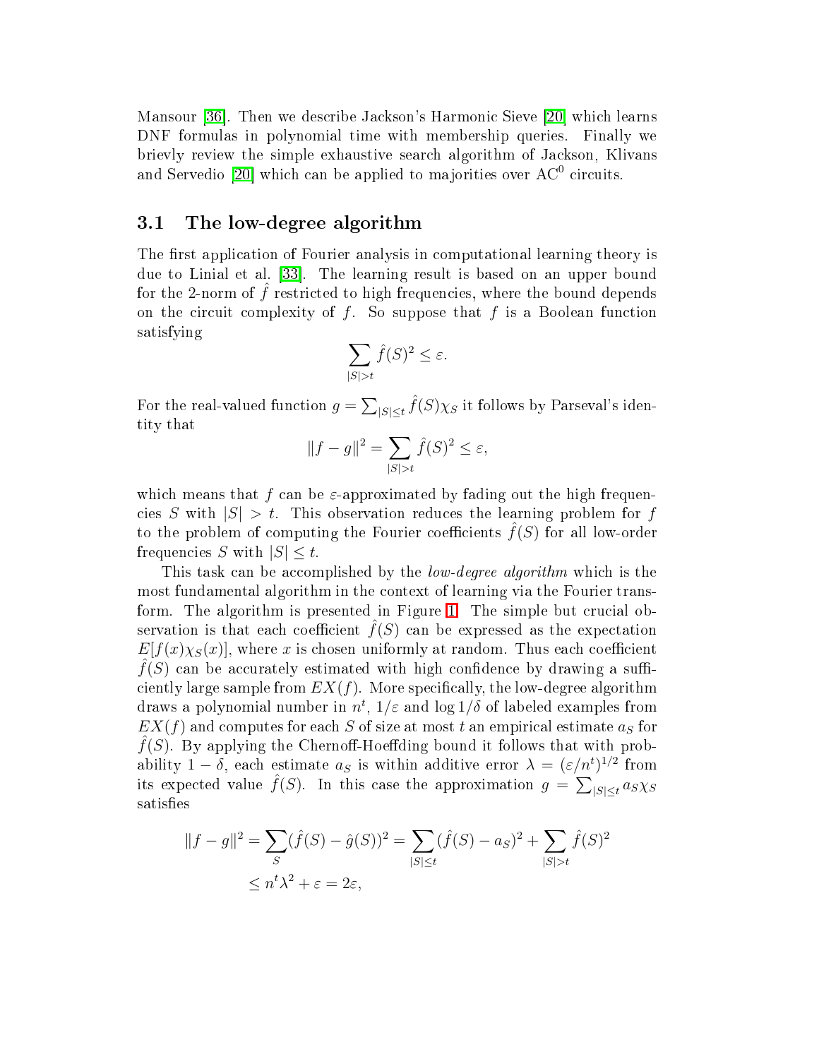Mansour [36]. Then we describe Jackson's Harmonic Sieve [20] which learns DNF formulas in polynomial time with membership queries. Finally we brievly review the simple exhaustive search algorithm of Jackson, Klivans and Servedio [20] which can be applied to majorities over $\mathrm{AC}^0$ circuits.

## 3.1 The low-degree algorithm

The first application of Fourier analysis in computational learning theory is due to Linial et al. [33]. The learning result is based on an upper bound for the 2-norm of $\hat{f}$ restricted to high frequencies, where the bound depends on the circuit complexity of $f$. So suppose that $f$ is a Boolean function satisfying

$$\sum_{|S|>t} \hat{f}(S)^2 \leq \varepsilon.$$

For the real-valued function $g = \sum_{|S|\leq t} \hat{f}(S)\chi_S$ it follows by Parseval's identity that

$$\|f - g\|^2 = \sum_{|S|>t} \hat{f}(S)^2 \leq \varepsilon,$$

which means that $f$ can be $\varepsilon$-approximated by fading out the high frequencies $S$ with $|S| > t$. This observation reduces the learning problem for $f$ to the problem of computing the Fourier coefficients $\hat{f}(S)$ for all low-order frequencies $S$ with $|S| \leq t$.

This task can be accomplished by the *low-degree algorithm* which is the most fundamental algorithm in the context of learning via the Fourier transform. The algorithm is presented in Figure 1. The simple but crucial observation is that each coefficient $\hat{f}(S)$ can be expressed as the expectation $E[f(x)\chi_S(x)]$, where $x$ is chosen uniformly at random. Thus each coefficient $\hat{f}(S)$ can be accurately estimated with high confidence by drawing a sufficiently large sample from $EX(f)$. More specifically, the low-degree algorithm draws a polynomial number in $n^t$, $1/\varepsilon$ and $\log 1/\delta$ of labeled examples from $EX(f)$ and computes for each $S$ of size at most $t$ an empirical estimate $a_S$ for $\hat{f}(S)$. By applying the Chernoff-Hoeffding bound it follows that with probability $1 - \delta$, each estimate $a_S$ is within additive error $\lambda = (\varepsilon/n^t)^{1/2}$ from its expected value $\hat{f}(S)$. In this case the approximation $g = \sum_{|S|\leq t} a_S \chi_S$ satisfies

$$\begin{aligned}
\|f - g\|^2 = \sum_S (\hat{f}(S) - \hat{g}(S))^2 &= \sum_{|S|\leq t} (\hat{f}(S) - a_S)^2 + \sum_{|S|>t} \hat{f}(S)^2 \\
&\leq n^t \lambda^2 + \varepsilon = 2\varepsilon,
\end{aligned}$$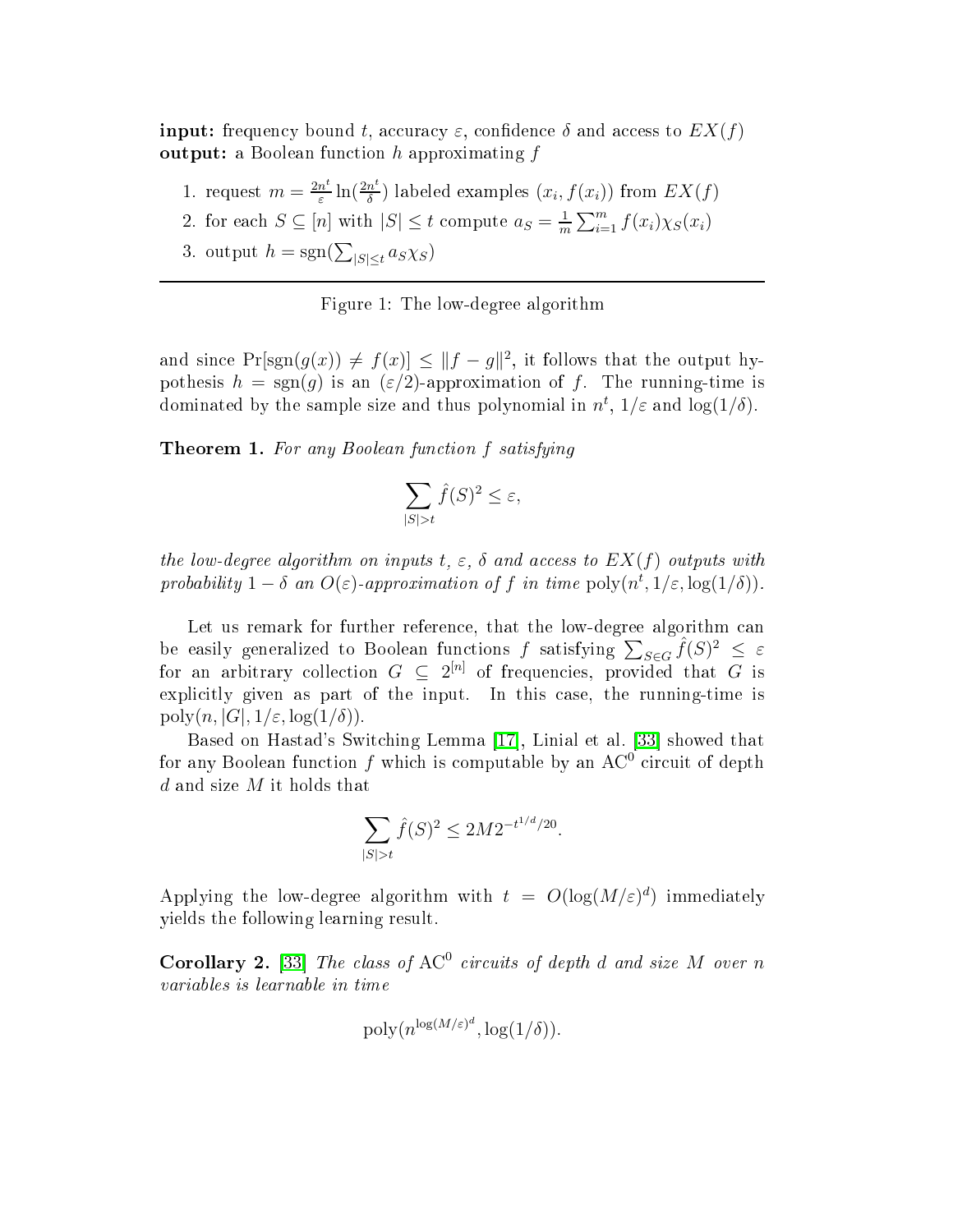**input:** frequency bound $t$, accuracy $\varepsilon$, confidence $\delta$ and access to $EX(f)$
**output:** a Boolean function $h$ approximating $f$

1. request $m = \frac{2n^t}{\varepsilon}\ln(\frac{2n^t}{\delta})$ labeled examples $(x_i, f(x_i))$ from $EX(f)$
2. for each $S \subseteq [n]$ with $|S| \leq t$ compute $a_S = \frac{1}{m}\sum_{i=1}^m f(x_i)\chi_S(x_i)$
3. output $h = \mathrm{sgn}(\sum_{|S|\leq t} a_S \chi_S)$

Figure 1: The low-degree algorithm

and since $\Pr[\mathrm{sgn}(g(x)) \neq f(x)] \leq \|f - g\|^2$, it follows that the output hypothesis $h = \mathrm{sgn}(g)$ is an $(\varepsilon/2)$-approximation of $f$. The running-time is dominated by the sample size and thus polynomial in $n^t$, $1/\varepsilon$ and $\log(1/\delta)$.

**Theorem 1.** *For any Boolean function $f$ satisfying*

$$\sum_{|S|>t} \hat{f}(S)^2 \leq \varepsilon,$$

*the low-degree algorithm on inputs $t$, $\varepsilon$, $\delta$ and access to $EX(f)$ outputs with probability $1-\delta$ an $O(\varepsilon)$-approximation of $f$ in time $\mathrm{poly}(n^t, 1/\varepsilon, \log(1/\delta))$.*

Let us remark for further reference, that the low-degree algorithm can be easily generalized to Boolean functions $f$ satisfying $\sum_{S\in G}\hat{f}(S)^2 \leq \varepsilon$ for an arbitrary collection $G \subseteq 2^{[n]}$ of frequencies, provided that $G$ is explicitly given as part of the input. In this case, the running-time is $\mathrm{poly}(n, |G|, 1/\varepsilon, \log(1/\delta))$.

Based on Hastad's Switching Lemma [17], Linial et al. [33] showed that for any Boolean function $f$ which is computable by an $\mathrm{AC}^0$ circuit of depth $d$ and size $M$ it holds that

$$\sum_{|S|>t} \hat{f}(S)^2 \leq 2M2^{-t^{1/d}/20}.$$

Applying the low-degree algorithm with $t = O(\log(M/\varepsilon)^d)$ immediately yields the following learning result.

**Corollary 2.** [33] *The class of $\mathrm{AC}^0$ circuits of depth $d$ and size $M$ over $n$ variables is learnable in time*

$$\mathrm{poly}(n^{\log(M/\varepsilon)^d}, \log(1/\delta)).$$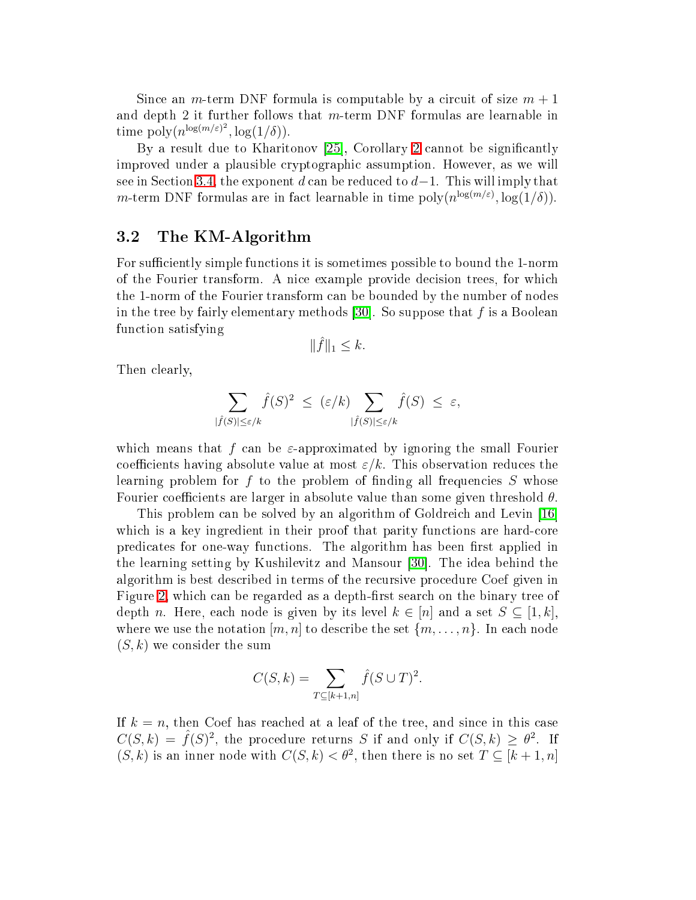Since an $m$-term DNF formula is computable by a circuit of size $m+1$ and depth 2 it further follows that $m$-term DNF formulas are learnable in time $\mathrm{poly}(n^{\log(m/\varepsilon)^2}, \log(1/\delta))$.

By a result due to Kharitonov [25], Corollary 2 cannot be significantly improved under a plausible cryptographic assumption. However, as we will see in Section 3.4, the exponent $d$ can be reduced to $d-1$. This will imply that $m$-term DNF formulas are in fact learnable in time $\mathrm{poly}(n^{\log(m/\varepsilon)}, \log(1/\delta))$.

## 3.2 The KM-Algorithm

For sufficiently simple functions it is sometimes possible to bound the 1-norm of the Fourier transform. A nice example provide decision trees, for which the 1-norm of the Fourier transform can be bounded by the number of nodes in the tree by fairly elementary methods [30]. So suppose that $f$ is a Boolean function satisfying

$$\|\hat{f}\|_1 \leq k.$$

Then clearly,

$$\sum_{|\hat{f}(S)| \leq \varepsilon/k} \hat{f}(S)^2 \;\leq\; (\varepsilon/k) \sum_{|\hat{f}(S)| \leq \varepsilon/k} \hat{f}(S) \;\leq\; \varepsilon,$$

which means that $f$ can be $\varepsilon$-approximated by ignoring the small Fourier coefficients having absolute value at most $\varepsilon/k$. This observation reduces the learning problem for $f$ to the problem of finding all frequencies $S$ whose Fourier coefficients are larger in absolute value than some given threshold $\theta$.

This problem can be solved by an algorithm of Goldreich and Levin [16] which is a key ingredient in their proof that parity functions are hard-core predicates for one-way functions. The algorithm has been first applied in the learning setting by Kushilevitz and Mansour [30]. The idea behind the algorithm is best described in terms of the recursive procedure Coef given in Figure 2, which can be regarded as a depth-first search on the binary tree of depth $n$. Here, each node is given by its level $k \in [n]$ and a set $S \subseteq [1,k]$, where we use the notation $[m,n]$ to describe the set $\{m,\ldots,n\}$. In each node $(S,k)$ we consider the sum

$$C(S,k) = \sum_{T \subseteq [k+1,n]} \hat{f}(S \cup T)^2.$$

If $k = n$, then Coef has reached at a leaf of the tree, and since in this case $C(S,k) = \hat{f}(S)^2$, the procedure returns $S$ if and only if $C(S,k) \geq \theta^2$. If $(S,k)$ is an inner node with $C(S,k) < \theta^2$, then there is no set $T \subseteq [k+1,n]$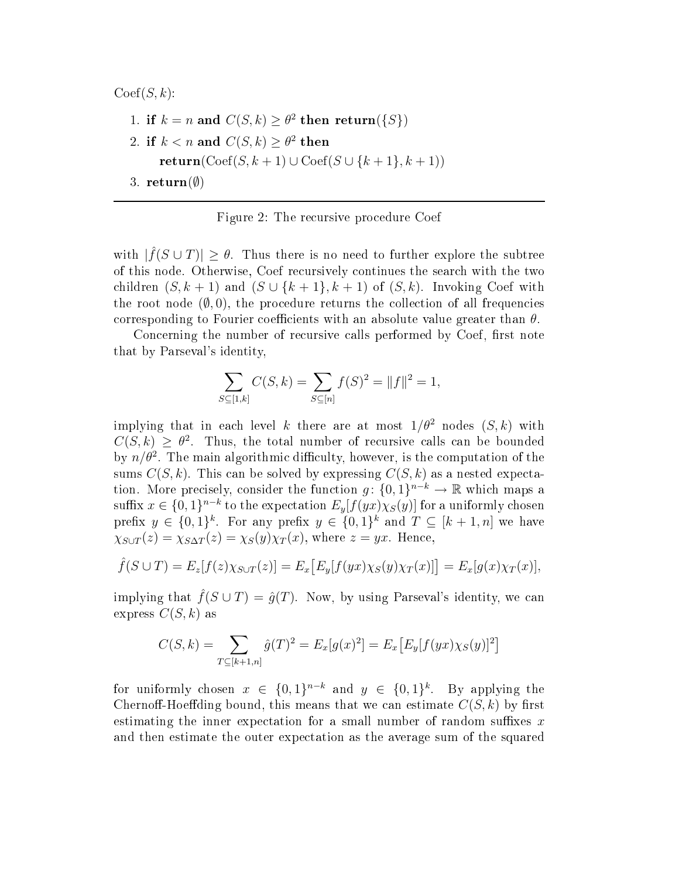Coef$(S, k)$:

1. **if** $k = n$ **and** $C(S, k) \geq \theta^2$ **then return**$(\{S\})$
2. **if** $k < n$ **and** $C(S, k) \geq \theta^2$ **then**
   **return**$(\mathrm{Coef}(S, k+1) \cup \mathrm{Coef}(S \cup \{k+1\}, k+1))$
3. **return**$(\emptyset)$

---

Figure 2: The recursive procedure Coef

with $|\hat{f}(S \cup T)| \geq \theta$. Thus there is no need to further explore the subtree of this node. Otherwise, Coef recursively continues the search with the two children $(S, k+1)$ and $(S \cup \{k+1\}, k+1)$ of $(S, k)$. Invoking Coef with the root node $(\emptyset, 0)$, the procedure returns the collection of all frequencies corresponding to Fourier coefficients with an absolute value greater than $\theta$.

Concerning the number of recursive calls performed by Coef, first note that by Parseval's identity,

$$\sum_{S \subseteq [1,k]} C(S, k) = \sum_{S \subseteq [n]} f(S)^2 = \|f\|^2 = 1,$$

implying that in each level $k$ there are at most $1/\theta^2$ nodes $(S, k)$ with $C(S, k) \geq \theta^2$. Thus, the total number of recursive calls can be bounded by $n/\theta^2$. The main algorithmic difficulty, however, is the computation of the sums $C(S, k)$. This can be solved by expressing $C(S, k)$ as a nested expectation. More precisely, consider the function $g\colon \{0,1\}^{n-k} \to \mathbb{R}$ which maps a suffix $x \in \{0,1\}^{n-k}$ to the expectation $E_y[f(yx)\chi_S(y)]$ for a uniformly chosen prefix $y \in \{0,1\}^k$. For any prefix $y \in \{0,1\}^k$ and $T \subseteq [k+1, n]$ we have $\chi_{S \cup T}(z) = \chi_{S \Delta T}(z) = \chi_S(y)\chi_T(x)$, where $z = yx$. Hence,

$$\hat{f}(S \cup T) = E_z[f(z)\chi_{S \cup T}(z)] = E_x\big[E_y[f(yx)\chi_S(y)\chi_T(x)]\big] = E_x[g(x)\chi_T(x)],$$

implying that $\hat{f}(S \cup T) = \hat{g}(T)$. Now, by using Parseval's identity, we can express $C(S, k)$ as

$$C(S, k) = \sum_{T \subseteq [k+1, n]} \hat{g}(T)^2 = E_x[g(x)^2] = E_x\big[E_y[f(yx)\chi_S(y)]^2\big]$$

for uniformly chosen $x \in \{0,1\}^{n-k}$ and $y \in \{0,1\}^k$. By applying the Chernoff-Hoeffding bound, this means that we can estimate $C(S, k)$ by first estimating the inner expectation for a small number of random suffixes $x$ and then estimate the outer expectation as the average sum of the squared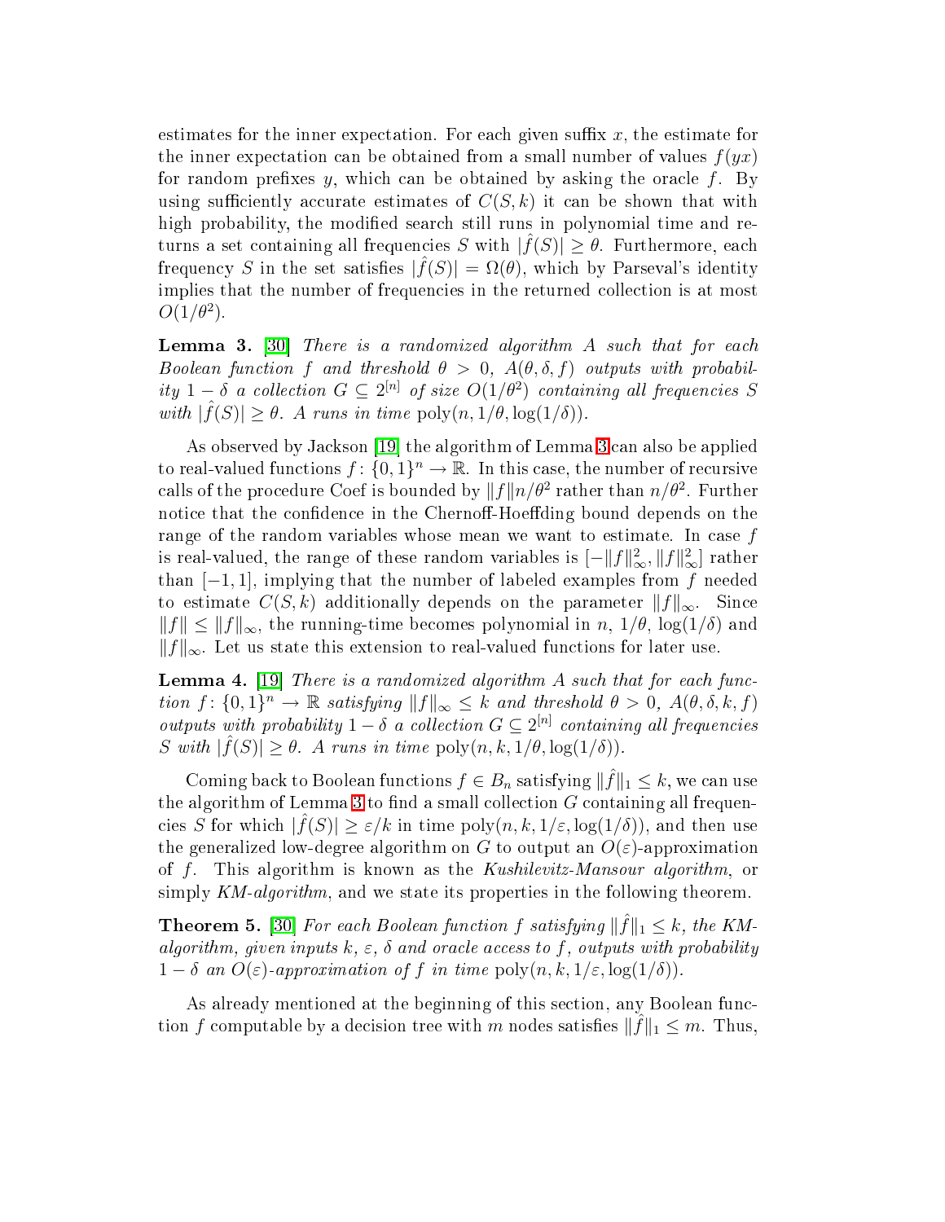estimates for the inner expectation. For each given suffix $x$, the estimate for the inner expectation can be obtained from a small number of values $f(yx)$ for random prefixes $y$, which can be obtained by asking the oracle $f$. By using sufficiently accurate estimates of $C(S,k)$ it can be shown that with high probability, the modified search still runs in polynomial time and returns a set containing all frequencies $S$ with $|\hat{f}(S)| \geq \theta$. Furthermore, each frequency $S$ in the set satisfies $|\hat{f}(S)| = \Omega(\theta)$, which by Parseval's identity implies that the number of frequencies in the returned collection is at most $O(1/\theta^2)$.

**Lemma 3.** [30] *There is a randomized algorithm $A$ such that for each Boolean function $f$ and threshold $\theta > 0$, $A(\theta, \delta, f)$ outputs with probability $1 - \delta$ a collection $G \subseteq 2^{[n]}$ of size $O(1/\theta^2)$ containing all frequencies $S$ with $|\hat{f}(S)| \geq \theta$. $A$ runs in time $\mathrm{poly}(n, 1/\theta, \log(1/\delta))$.*

As observed by Jackson [19] the algorithm of Lemma 3 can also be applied to real-valued functions $f\colon \{0,1\}^n \to \mathbb{R}$. In this case, the number of recursive calls of the procedure Coef is bounded by $\|f\|n/\theta^2$ rather than $n/\theta^2$. Further notice that the confidence in the Chernoff-Hoeffding bound depends on the range of the random variables whose mean we want to estimate. In case $f$ is real-valued, the range of these random variables is $[-\|f\|_\infty^2, \|f\|_\infty^2]$ rather than $[-1,1]$, implying that the number of labeled examples from $f$ needed to estimate $C(S,k)$ additionally depends on the parameter $\|f\|_\infty$. Since $\|f\| \leq \|f\|_\infty$, the running-time becomes polynomial in $n$, $1/\theta$, $\log(1/\delta)$ and $\|f\|_\infty$. Let us state this extension to real-valued functions for later use.

**Lemma 4.** [19] *There is a randomized algorithm $A$ such that for each function $f\colon \{0,1\}^n \to \mathbb{R}$ satisfying $\|f\|_\infty \leq k$ and threshold $\theta > 0$, $A(\theta, \delta, k, f)$ outputs with probability $1 - \delta$ a collection $G \subseteq 2^{[n]}$ containing all frequencies $S$ with $|\hat{f}(S)| \geq \theta$. $A$ runs in time $\mathrm{poly}(n, k, 1/\theta, \log(1/\delta))$.*

Coming back to Boolean functions $f \in B_n$ satisfying $\|\hat{f}\|_1 \leq k$, we can use the algorithm of Lemma 3 to find a small collection $G$ containing all frequencies $S$ for which $|\hat{f}(S)| \geq \varepsilon/k$ in time $\mathrm{poly}(n, k, 1/\varepsilon, \log(1/\delta))$, and then use the generalized low-degree algorithm on $G$ to output an $O(\varepsilon)$-approximation of $f$. This algorithm is known as the *Kushilevitz-Mansour algorithm*, or simply *KM-algorithm*, and we state its properties in the following theorem.

**Theorem 5.** [30] *For each Boolean function $f$ satisfying $\|\hat{f}\|_1 \leq k$, the KM-algorithm, given inputs $k$, $\varepsilon$, $\delta$ and oracle access to $f$, outputs with probability $1 - \delta$ an $O(\varepsilon)$-approximation of $f$ in time $\mathrm{poly}(n, k, 1/\varepsilon, \log(1/\delta))$.*

As already mentioned at the beginning of this section, any Boolean function $f$ computable by a decision tree with $m$ nodes satisfies $\|\hat{f}\|_1 \leq m$. Thus,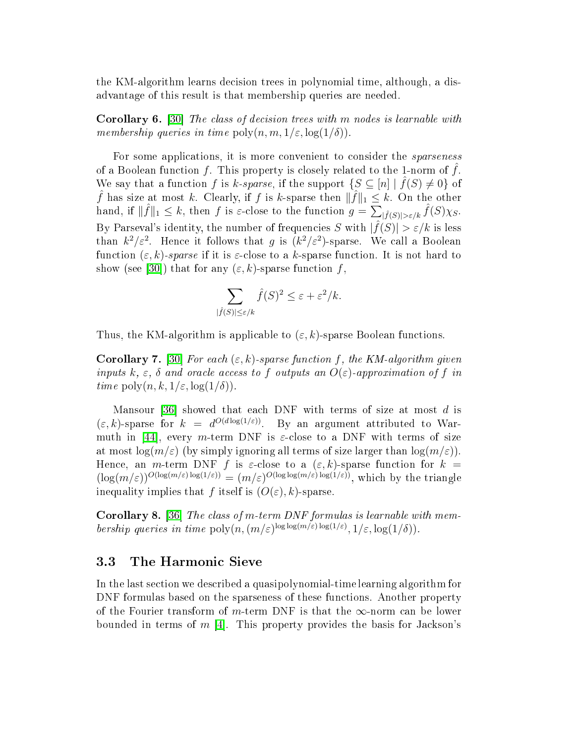the KM-algorithm learns decision trees in polynomial time, although, a disadvantage of this result is that membership queries are needed.

**Corollary 6.** [30] *The class of decision trees with $m$ nodes is learnable with membership queries in time* $\mathrm{poly}(n, m, 1/\varepsilon, \log(1/\delta))$.

For some applications, it is more convenient to consider the *sparseness* of a Boolean function $f$. This property is closely related to the 1-norm of $\hat{f}$. We say that a function $f$ is *$k$-sparse*, if the support $\{S \subseteq [n] \mid \hat{f}(S) \neq 0\}$ of $\hat{f}$ has size at most $k$. Clearly, if $f$ is $k$-sparse then $\|\hat{f}\|_1 \leq k$. On the other hand, if $\|\hat{f}\|_1 \leq k$, then $f$ is $\varepsilon$-close to the function $g = \sum_{|\hat{f}(S)| > \varepsilon/k} \hat{f}(S)\chi_S$. By Parseval's identity, the number of frequencies $S$ with $|\hat{f}(S)| > \varepsilon/k$ is less than $k^2/\varepsilon^2$. Hence it follows that $g$ is $(k^2/\varepsilon^2)$-sparse. We call a Boolean function *$(\varepsilon, k)$-sparse* if it is $\varepsilon$-close to a $k$-sparse function. It is not hard to show (see [30]) that for any $(\varepsilon, k)$-sparse function $f$,

$$\sum_{|\hat{f}(S)| \leq \varepsilon/k} \hat{f}(S)^2 \leq \varepsilon + \varepsilon^2/k.$$

Thus, the KM-algorithm is applicable to $(\varepsilon, k)$-sparse Boolean functions.

**Corollary 7.** [30] *For each $(\varepsilon, k)$-sparse function $f$, the KM-algorithm given inputs $k$, $\varepsilon$, $\delta$ and oracle access to $f$ outputs an $O(\varepsilon)$-approximation of $f$ in time* $\mathrm{poly}(n, k, 1/\varepsilon, \log(1/\delta))$.

Mansour [36] showed that each DNF with terms of size at most $d$ is $(\varepsilon, k)$-sparse for $k = d^{O(d \log(1/\varepsilon))}$. By an argument attributed to Warmuth in [44], every $m$-term DNF is $\varepsilon$-close to a DNF with terms of size at most $\log(m/\varepsilon)$ (by simply ignoring all terms of size larger than $\log(m/\varepsilon)$). Hence, an $m$-term DNF $f$ is $\varepsilon$-close to a $(\varepsilon, k)$-sparse function for $k = (\log(m/\varepsilon))^{O(\log(m/\varepsilon)\log(1/\varepsilon))} = (m/\varepsilon)^{O(\log\log(m/\varepsilon)\log(1/\varepsilon))}$, which by the triangle inequality implies that $f$ itself is $(O(\varepsilon), k)$-sparse.

**Corollary 8.** [36] *The class of $m$-term DNF formulas is learnable with membership queries in time* $\mathrm{poly}(n, (m/\varepsilon)^{\log\log(m/\varepsilon)\log(1/\varepsilon)}, 1/\varepsilon, \log(1/\delta))$.

### 3.3 The Harmonic Sieve

In the last section we described a quasipolynomial-time learning algorithm for DNF formulas based on the sparseness of these functions. Another property of the Fourier transform of $m$-term DNF is that the $\infty$-norm can be lower bounded in terms of $m$ [4]. This property provides the basis for Jackson's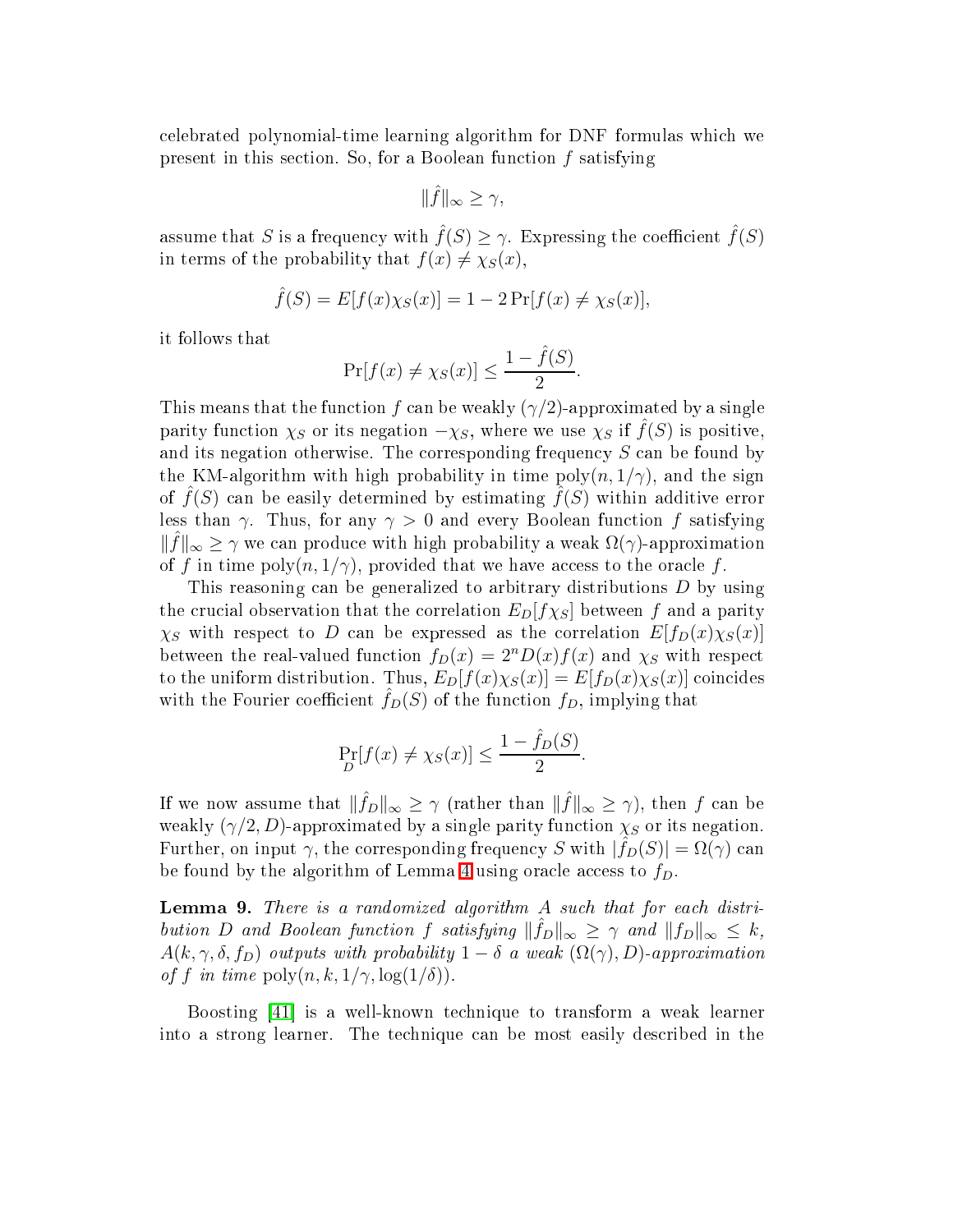celebrated polynomial-time learning algorithm for DNF formulas which we present in this section. So, for a Boolean function $f$ satisfying

$$\|\hat{f}\|_\infty \geq \gamma,$$

assume that $S$ is a frequency with $\hat{f}(S) \geq \gamma$. Expressing the coefficient $\hat{f}(S)$ in terms of the probability that $f(x) \neq \chi_S(x)$,

$$\hat{f}(S) = E[f(x)\chi_S(x)] = 1 - 2\Pr[f(x) \neq \chi_S(x)],$$

it follows that

$$\Pr[f(x) \neq \chi_S(x)] \leq \frac{1 - \hat{f}(S)}{2}.$$

This means that the function $f$ can be weakly $(\gamma/2)$-approximated by a single parity function $\chi_S$ or its negation $-\chi_S$, where we use $\chi_S$ if $\hat{f}(S)$ is positive, and its negation otherwise. The corresponding frequency $S$ can be found by the KM-algorithm with high probability in time $\mathrm{poly}(n, 1/\gamma)$, and the sign of $\hat{f}(S)$ can be easily determined by estimating $\hat{f}(S)$ within additive error less than $\gamma$. Thus, for any $\gamma > 0$ and every Boolean function $f$ satisfying $\|\hat{f}\|_\infty \geq \gamma$ we can produce with high probability a weak $\Omega(\gamma)$-approximation of $f$ in time $\mathrm{poly}(n, 1/\gamma)$, provided that we have access to the oracle $f$.

This reasoning can be generalized to arbitrary distributions $D$ by using the crucial observation that the correlation $E_D[f\chi_S]$ between $f$ and a parity $\chi_S$ with respect to $D$ can be expressed as the correlation $E[f_D(x)\chi_S(x)]$ between the real-valued function $f_D(x) = 2^n D(x) f(x)$ and $\chi_S$ with respect to the uniform distribution. Thus, $E_D[f(x)\chi_S(x)] = E[f_D(x)\chi_S(x)]$ coincides with the Fourier coefficient $\hat{f}_D(S)$ of the function $f_D$, implying that

$$\Pr_D[f(x) \neq \chi_S(x)] \leq \frac{1 - \hat{f}_D(S)}{2}.$$

If we now assume that $\|\hat{f}_D\|_\infty \geq \gamma$ (rather than $\|\hat{f}\|_\infty \geq \gamma$), then $f$ can be weakly $(\gamma/2, D)$-approximated by a single parity function $\chi_S$ or its negation. Further, on input $\gamma$, the corresponding frequency $S$ with $|\hat{f}_D(S)| = \Omega(\gamma)$ can be found by the algorithm of Lemma 4 using oracle access to $f_D$.

**Lemma 9.** *There is a randomized algorithm $A$ such that for each distribution $D$ and Boolean function $f$ satisfying $\|\hat{f}_D\|_\infty \geq \gamma$ and $\|f_D\|_\infty \leq k$, $A(k, \gamma, \delta, f_D)$ outputs with probability $1 - \delta$ a weak $(\Omega(\gamma), D)$-approximation of $f$ in time $\mathrm{poly}(n, k, 1/\gamma, \log(1/\delta))$.*

Boosting [41] is a well-known technique to transform a weak learner into a strong learner. The technique can be most easily described in the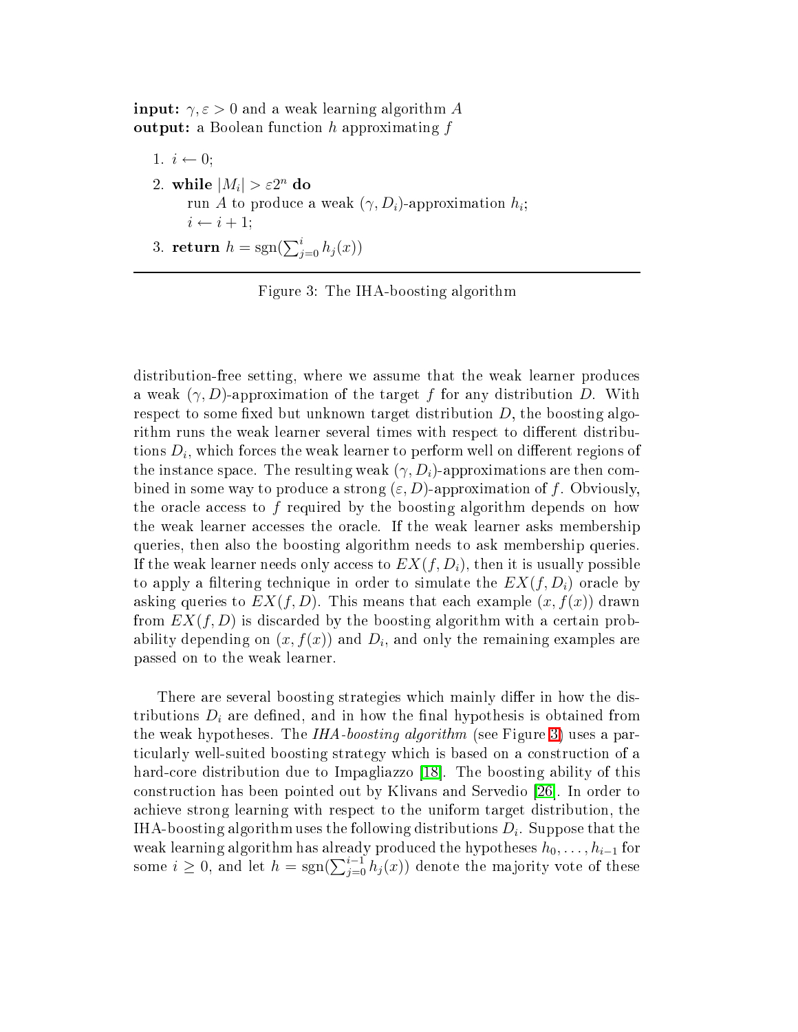**input:** $\gamma, \varepsilon > 0$ and a weak learning algorithm $A$
**output:** a Boolean function $h$ approximating $f$

1. $i \leftarrow 0$;
2. **while** $|M_i| > \varepsilon 2^n$ **do**
   run $A$ to produce a weak $(\gamma, D_i)$-approximation $h_i$;
   $i \leftarrow i + 1$;
3. **return** $h = \mathrm{sgn}(\sum_{j=0}^{i} h_j(x))$

Figure 3: The IHA-boosting algorithm

distribution-free setting, where we assume that the weak learner produces a weak $(\gamma, D)$-approximation of the target $f$ for any distribution $D$. With respect to some fixed but unknown target distribution $D$, the boosting algorithm runs the weak learner several times with respect to different distributions $D_i$, which forces the weak learner to perform well on different regions of the instance space. The resulting weak $(\gamma, D_i)$-approximations are then combined in some way to produce a strong $(\varepsilon, D)$-approximation of $f$. Obviously, the oracle access to $f$ required by the boosting algorithm depends on how the weak learner accesses the oracle. If the weak learner asks membership queries, then also the boosting algorithm needs to ask membership queries. If the weak learner needs only access to $EX(f, D_i)$, then it is usually possible to apply a filtering technique in order to simulate the $EX(f, D_i)$ oracle by asking queries to $EX(f, D)$. This means that each example $(x, f(x))$ drawn from $EX(f, D)$ is discarded by the boosting algorithm with a certain probability depending on $(x, f(x))$ and $D_i$, and only the remaining examples are passed on to the weak learner.

There are several boosting strategies which mainly differ in how the distributions $D_i$ are defined, and in how the final hypothesis is obtained from the weak hypotheses. The *IHA-boosting algorithm* (see Figure 3) uses a particularly well-suited boosting strategy which is based on a construction of a hard-core distribution due to Impagliazzo [18]. The boosting ability of this construction has been pointed out by Klivans and Servedio [26]. In order to achieve strong learning with respect to the uniform target distribution, the IHA-boosting algorithm uses the following distributions $D_i$. Suppose that the weak learning algorithm has already produced the hypotheses $h_0, \ldots, h_{i-1}$ for some $i \geq 0$, and let $h = \mathrm{sgn}(\sum_{j=0}^{i-1} h_j(x))$ denote the majority vote of these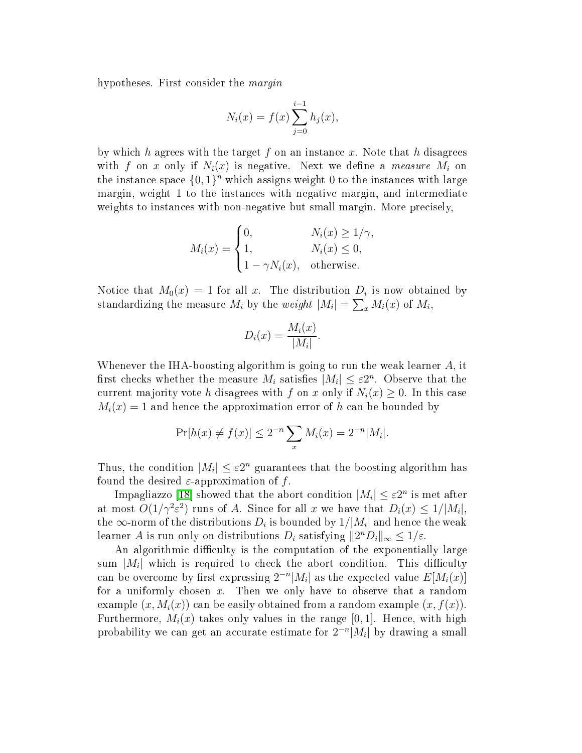hypotheses. First consider the *margin*

$$N_i(x) = f(x) \sum_{j=0}^{i-1} h_j(x),$$

by which $h$ agrees with the target $f$ on an instance $x$. Note that $h$ disagrees with $f$ on $x$ only if $N_i(x)$ is negative. Next we define a *measure* $M_i$ on the instance space $\{0,1\}^n$ which assigns weight 0 to the instances with large margin, weight 1 to the instances with negative margin, and intermediate weights to instances with non-negative but small margin. More precisely,

$$M_i(x) = \begin{cases} 0, & N_i(x) \geq 1/\gamma, \\ 1, & N_i(x) \leq 0, \\ 1 - \gamma N_i(x), & \text{otherwise.} \end{cases}$$

Notice that $M_0(x) = 1$ for all $x$. The distribution $D_i$ is now obtained by standardizing the measure $M_i$ by the *weight* $|M_i| = \sum_x M_i(x)$ of $M_i$,

$$D_i(x) = \frac{M_i(x)}{|M_i|}.$$

Whenever the IHA-boosting algorithm is going to run the weak learner $A$, it first checks whether the measure $M_i$ satisfies $|M_i| \leq \varepsilon 2^n$. Observe that the current majority vote $h$ disagrees with $f$ on $x$ only if $N_i(x) \geq 0$. In this case $M_i(x) = 1$ and hence the approximation error of $h$ can be bounded by

$$\Pr[h(x) \neq f(x)] \leq 2^{-n} \sum_x M_i(x) = 2^{-n}|M_i|.$$

Thus, the condition $|M_i| \leq \varepsilon 2^n$ guarantees that the boosting algorithm has found the desired $\varepsilon$-approximation of $f$.

Impagliazzo [18] showed that the abort condition $|M_i| \leq \varepsilon 2^n$ is met after at most $O(1/\gamma^2\varepsilon^2)$ runs of $A$. Since for all $x$ we have that $D_i(x) \leq 1/|M_i|$, the $\infty$-norm of the distributions $D_i$ is bounded by $1/|M_i|$ and hence the weak learner $A$ is run only on distributions $D_i$ satisfying $\|2^n D_i\|_\infty \leq 1/\varepsilon$.

An algorithmic difficulty is the computation of the exponentially large sum $|M_i|$ which is required to check the abort condition. This difficulty can be overcome by first expressing $2^{-n}|M_i|$ as the expected value $E[M_i(x)]$ for a uniformly chosen $x$. Then we only have to observe that a random example $(x, M_i(x))$ can be easily obtained from a random example $(x, f(x))$. Furthermore, $M_i(x)$ takes only values in the range $[0,1]$. Hence, with high probability we can get an accurate estimate for $2^{-n}|M_i|$ by drawing a small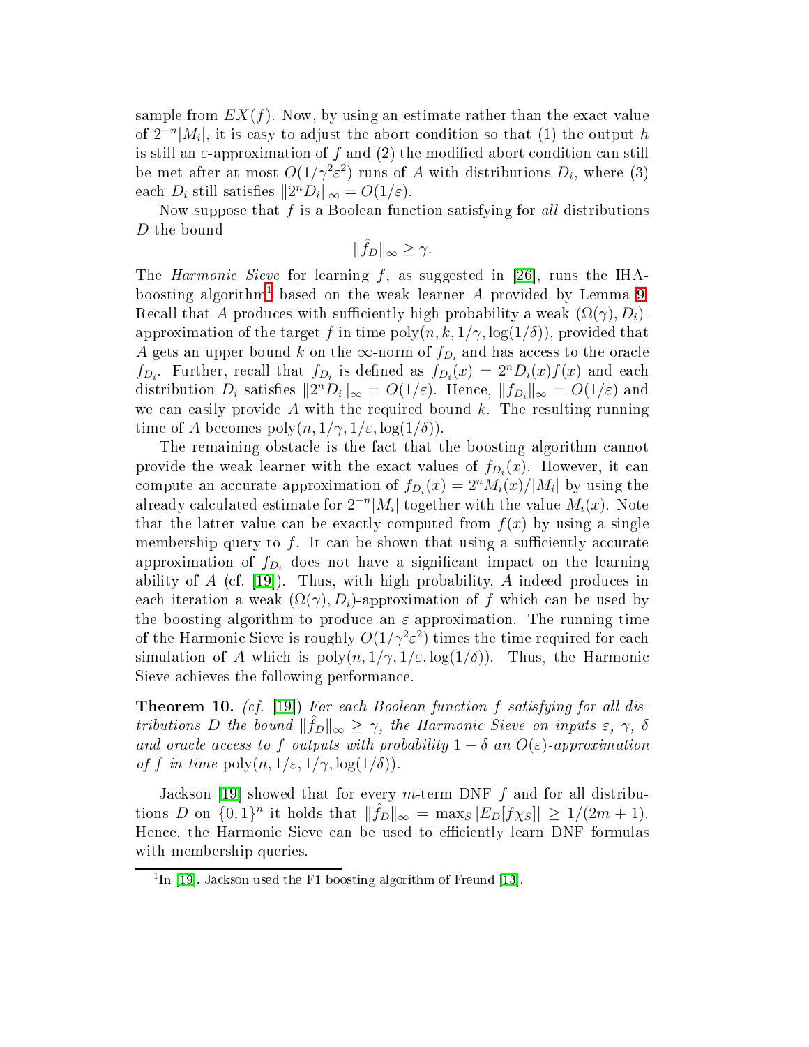sample from $EX(f)$. Now, by using an estimate rather than the exact value of $2^{-n}|M_i|$, it is easy to adjust the abort condition so that (1) the output $h$ is still an $\varepsilon$-approximation of $f$ and (2) the modified abort condition can still be met after at most $O(1/\gamma^2\varepsilon^2)$ runs of $A$ with distributions $D_i$, where (3) each $D_i$ still satisfies $\|2^n D_i\|_\infty = O(1/\varepsilon)$.

Now suppose that $f$ is a Boolean function satisfying for *all* distributions $D$ the bound

$$\|\hat{f}_D\|_\infty \geq \gamma.$$

The *Harmonic Sieve* for learning $f$, as suggested in [26], runs the IHA-boosting algorithm[1] based on the weak learner $A$ provided by Lemma 9. Recall that $A$ produces with sufficiently high probability a weak $(\Omega(\gamma), D_i)$-approximation of the target $f$ in time $\mathrm{poly}(n, k, 1/\gamma, \log(1/\delta))$, provided that $A$ gets an upper bound $k$ on the $\infty$-norm of $f_{D_i}$ and has access to the oracle $f_{D_i}$. Further, recall that $f_{D_i}$ is defined as $f_{D_i}(x) = 2^n D_i(x) f(x)$ and each distribution $D_i$ satisfies $\|2^n D_i\|_\infty = O(1/\varepsilon)$. Hence, $\|f_{D_i}\|_\infty = O(1/\varepsilon)$ and we can easily provide $A$ with the required bound $k$. The resulting running time of $A$ becomes $\mathrm{poly}(n, 1/\gamma, 1/\varepsilon, \log(1/\delta))$.

The remaining obstacle is the fact that the boosting algorithm cannot provide the weak learner with the exact values of $f_{D_i}(x)$. However, it can compute an accurate approximation of $f_{D_i}(x) = 2^n M_i(x)/|M_i|$ by using the already calculated estimate for $2^{-n}|M_i|$ together with the value $M_i(x)$. Note that the latter value can be exactly computed from $f(x)$ by using a single membership query to $f$. It can be shown that using a sufficiently accurate approximation of $f_{D_i}$ does not have a significant impact on the learning ability of $A$ (cf. [19]). Thus, with high probability, $A$ indeed produces in each iteration a weak $(\Omega(\gamma), D_i)$-approximation of $f$ which can be used by the boosting algorithm to produce an $\varepsilon$-approximation. The running time of the Harmonic Sieve is roughly $O(1/\gamma^2\varepsilon^2)$ times the time required for each simulation of $A$ which is $\mathrm{poly}(n, 1/\gamma, 1/\varepsilon, \log(1/\delta))$. Thus, the Harmonic Sieve achieves the following performance.

**Theorem 10.** *(cf. [19]) For each Boolean function $f$ satisfying for all distributions $D$ the bound $\|\hat{f}_D\|_\infty \geq \gamma$, the Harmonic Sieve on inputs $\varepsilon$, $\gamma$, $\delta$ and oracle access to $f$ outputs with probability $1 - \delta$ an $O(\varepsilon)$-approximation of $f$ in time $\mathrm{poly}(n, 1/\varepsilon, 1/\gamma, \log(1/\delta))$.*

Jackson [19] showed that for every $m$-term DNF $f$ and for all distributions $D$ on $\{0,1\}^n$ it holds that $\|\hat{f}_D\|_\infty = \max_S |E_D[f\chi_S]| \geq 1/(2m+1)$. Hence, the Harmonic Sieve can be used to efficiently learn DNF formulas with membership queries.

[1] In [19], Jackson used the F1 boosting algorithm of Freund [13].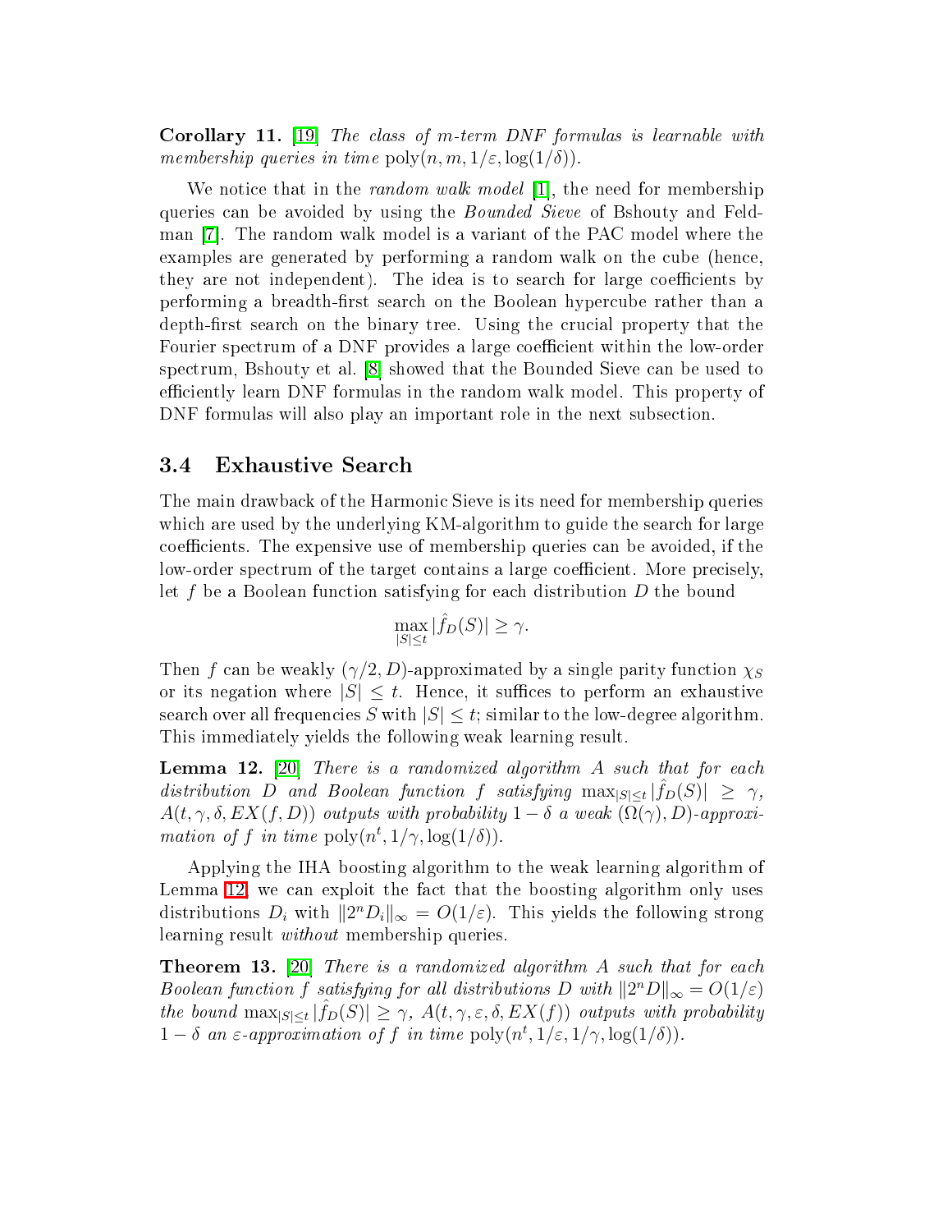**Corollary 11.** [19] *The class of $m$-term DNF formulas is learnable with membership queries in time* $\text{poly}(n, m, 1/\varepsilon, \log(1/\delta))$.

We notice that in the *random walk model* [1], the need for membership queries can be avoided by using the *Bounded Sieve* of Bshouty and Feldman [7]. The random walk model is a variant of the PAC model where the examples are generated by performing a random walk on the cube (hence, they are not independent). The idea is to search for large coefficients by performing a breadth-first search on the Boolean hypercube rather than a depth-first search on the binary tree. Using the crucial property that the Fourier spectrum of a DNF provides a large coefficient within the low-order spectrum, Bshouty et al. [8] showed that the Bounded Sieve can be used to efficiently learn DNF formulas in the random walk model. This property of DNF formulas will also play an important role in the next subsection.

### 3.4 Exhaustive Search

The main drawback of the Harmonic Sieve is its need for membership queries which are used by the underlying KM-algorithm to guide the search for large coefficients. The expensive use of membership queries can be avoided, if the low-order spectrum of the target contains a large coefficient. More precisely, let $f$ be a Boolean function satisfying for each distribution $D$ the bound

$$\max_{|S| \leq t} |\hat{f}_D(S)| \geq \gamma.$$

Then $f$ can be weakly $(\gamma/2, D)$-approximated by a single parity function $\chi_S$ or its negation where $|S| \leq t$. Hence, it suffices to perform an exhaustive search over all frequencies $S$ with $|S| \leq t$; similar to the low-degree algorithm. This immediately yields the following weak learning result.

**Lemma 12.** [20] *There is a randomized algorithm $A$ such that for each distribution $D$ and Boolean function $f$ satisfying $\max_{|S| \leq t} |\hat{f}_D(S)| \geq \gamma$, $A(t, \gamma, \delta, EX(f, D))$ outputs with probability $1 - \delta$ a weak $(\Omega(\gamma), D)$-approximation of $f$ in time $\text{poly}(n^t, 1/\gamma, \log(1/\delta))$.*

Applying the IHA boosting algorithm to the weak learning algorithm of Lemma 12 we can exploit the fact that the boosting algorithm only uses distributions $D_i$ with $\|2^n D_i\|_\infty = O(1/\varepsilon)$. This yields the following strong learning result *without* membership queries.

**Theorem 13.** [20] *There is a randomized algorithm $A$ such that for each Boolean function $f$ satisfying for all distributions $D$ with $\|2^n D\|_\infty = O(1/\varepsilon)$ the bound $\max_{|S| \leq t} |\hat{f}_D(S)| \geq \gamma$, $A(t, \gamma, \varepsilon, \delta, EX(f))$ outputs with probability $1 - \delta$ an $\varepsilon$-approximation of $f$ in time $\text{poly}(n^t, 1/\varepsilon, 1/\gamma, \log(1/\delta))$.*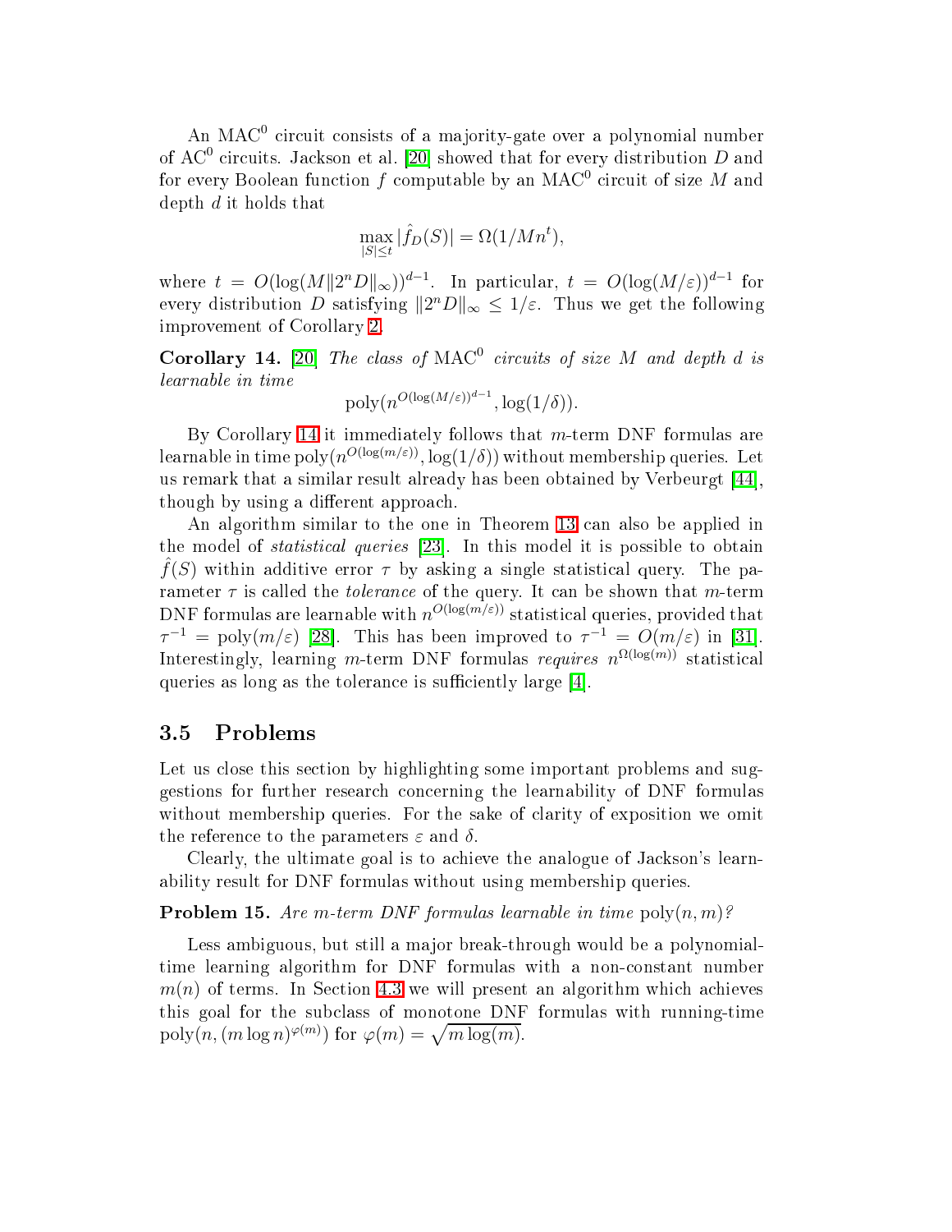An $\mathrm{MAC}^0$ circuit consists of a majority-gate over a polynomial number of $\mathrm{AC}^0$ circuits. Jackson et al. [20] showed that for every distribution $D$ and for every Boolean function $f$ computable by an $\mathrm{MAC}^0$ circuit of size $M$ and depth $d$ it holds that

$$\max_{|S| \leq t} |\hat{f}_D(S)| = \Omega(1/Mn^t),$$

where $t = O(\log(M\|2^n D\|_\infty))^{d-1}$. In particular, $t = O(\log(M/\varepsilon))^{d-1}$ for every distribution $D$ satisfying $\|2^n D\|_\infty \leq 1/\varepsilon$. Thus we get the following improvement of Corollary 2.

**Corollary 14.** [20] *The class of* $\mathrm{MAC}^0$ *circuits of size* $M$ *and depth* $d$ *is learnable in time*

$$\mathrm{poly}(n^{O(\log(M/\varepsilon))^{d-1}}, \log(1/\delta)).$$

By Corollary 14 it immediately follows that $m$-term DNF formulas are learnable in time $\mathrm{poly}(n^{O(\log(m/\varepsilon))}, \log(1/\delta))$ without membership queries. Let us remark that a similar result already has been obtained by Verbeurgt [44], though by using a different approach.

An algorithm similar to the one in Theorem 13 can also be applied in the model of *statistical queries* [23]. In this model it is possible to obtain $\hat{f}(S)$ within additive error $\tau$ by asking a single statistical query. The parameter $\tau$ is called the *tolerance* of the query. It can be shown that $m$-term DNF formulas are learnable with $n^{O(\log(m/\varepsilon))}$ statistical queries, provided that $\tau^{-1} = \mathrm{poly}(m/\varepsilon)$ [28]. This has been improved to $\tau^{-1} = O(m/\varepsilon)$ in [31]. Interestingly, learning $m$-term DNF formulas *requires* $n^{\Omega(\log(m))}$ statistical queries as long as the tolerance is sufficiently large [4].

## 3.5 Problems

Let us close this section by highlighting some important problems and suggestions for further research concerning the learnability of DNF formulas without membership queries. For the sake of clarity of exposition we omit the reference to the parameters $\varepsilon$ and $\delta$.

Clearly, the ultimate goal is to achieve the analogue of Jackson's learnability result for DNF formulas without using membership queries.

**Problem 15.** *Are* $m$*-term DNF formulas learnable in time* $\mathrm{poly}(n, m)$*?*

Less ambiguous, but still a major break-through would be a polynomial-time learning algorithm for DNF formulas with a non-constant number $m(n)$ of terms. In Section 4.3 we will present an algorithm which achieves this goal for the subclass of monotone DNF formulas with running-time $\mathrm{poly}(n, (m \log n)^{\varphi(m)})$ for $\varphi(m) = \sqrt{m \log(m)}$.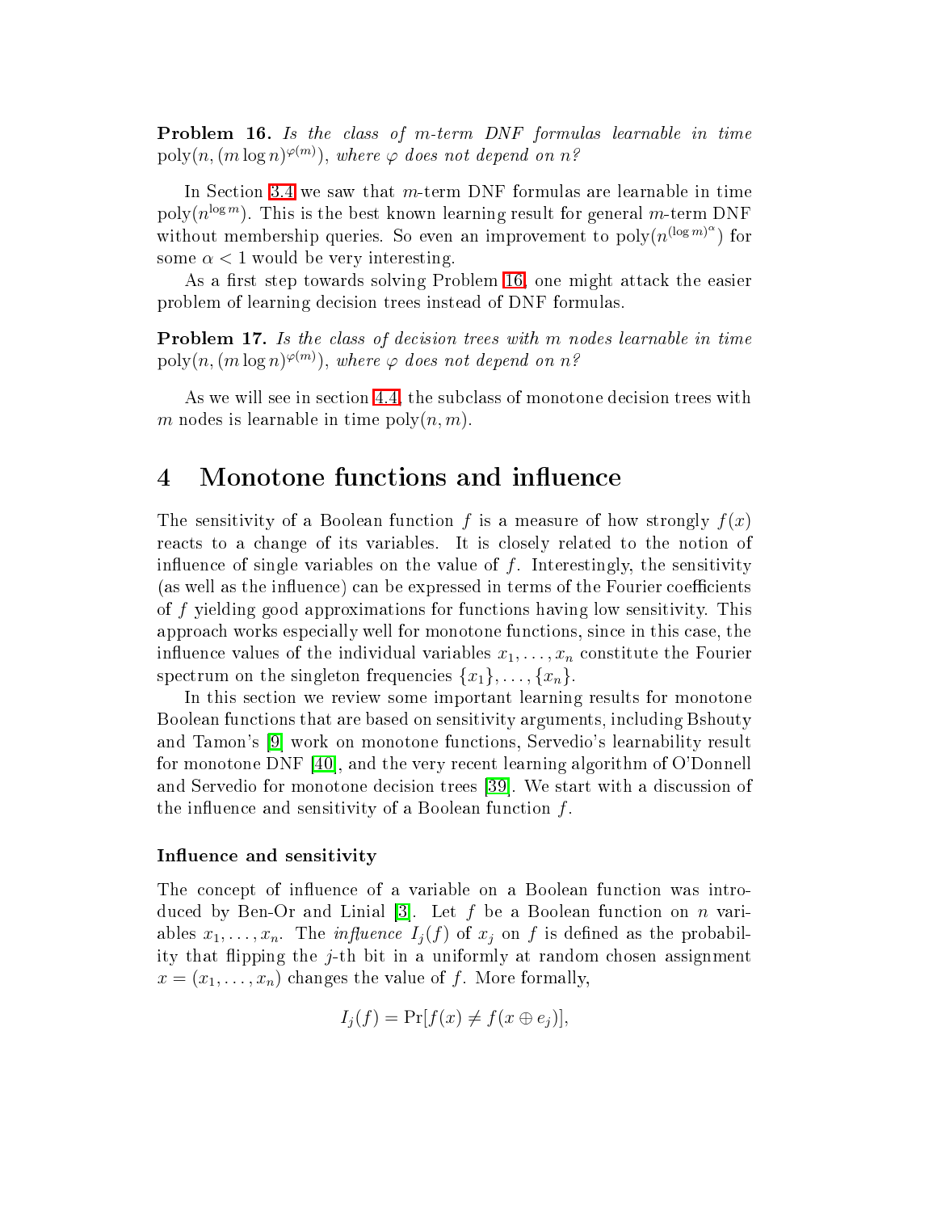**Problem 16.** *Is the class of $m$-term DNF formulas learnable in time $\mathrm{poly}(n, (m \log n)^{\varphi(m)})$, where $\varphi$ does not depend on $n$?*

In Section 3.4 we saw that $m$-term DNF formulas are learnable in time $\mathrm{poly}(n^{\log m})$. This is the best known learning result for general $m$-term DNF without membership queries. So even an improvement to $\mathrm{poly}(n^{(\log m)^{\alpha}})$ for some $\alpha < 1$ would be very interesting.

As a first step towards solving Problem 16, one might attack the easier problem of learning decision trees instead of DNF formulas.

**Problem 17.** *Is the class of decision trees with $m$ nodes learnable in time $\mathrm{poly}(n, (m \log n)^{\varphi(m)})$, where $\varphi$ does not depend on $n$?*

As we will see in section 4.4, the subclass of monotone decision trees with $m$ nodes is learnable in time $\mathrm{poly}(n, m)$.

# 4 Monotone functions and influence

The sensitivity of a Boolean function $f$ is a measure of how strongly $f(x)$ reacts to a change of its variables. It is closely related to the notion of influence of single variables on the value of $f$. Interestingly, the sensitivity (as well as the influence) can be expressed in terms of the Fourier coefficients of $f$ yielding good approximations for functions having low sensitivity. This approach works especially well for monotone functions, since in this case, the influence values of the individual variables $x_1, \ldots, x_n$ constitute the Fourier spectrum on the singleton frequencies $\{x_1\}, \ldots, \{x_n\}$.

In this section we review some important learning results for monotone Boolean functions that are based on sensitivity arguments, including Bshouty and Tamon's [9] work on monotone functions, Servedio's learnability result for monotone DNF [40], and the very recent learning algorithm of O'Donnell and Servedio for monotone decision trees [39]. We start with a discussion of the influence and sensitivity of a Boolean function $f$.

### Influence and sensitivity

The concept of influence of a variable on a Boolean function was introduced by Ben-Or and Linial [3]. Let $f$ be a Boolean function on $n$ variables $x_1, \ldots, x_n$. The *influence* $I_j(f)$ of $x_j$ on $f$ is defined as the probability that flipping the $j$-th bit in a uniformly at random chosen assignment $x = (x_1, \ldots, x_n)$ changes the value of $f$. More formally,

$$I_j(f) = \Pr[f(x) \neq f(x \oplus e_j)],$$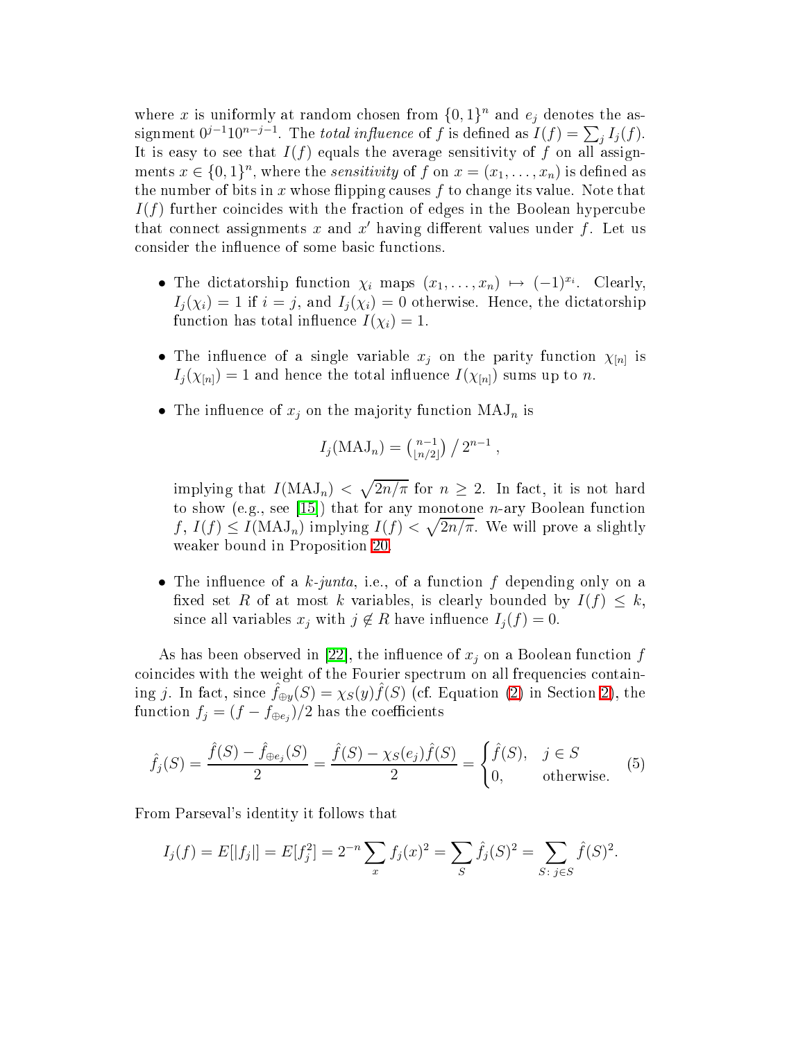where $x$ is uniformly at random chosen from $\{0,1\}^n$ and $e_j$ denotes the assignment $0^{j-1}10^{n-j-1}$. The *total influence* of $f$ is defined as $I(f) = \sum_j I_j(f)$. It is easy to see that $I(f)$ equals the average sensitivity of $f$ on all assignments $x \in \{0,1\}^n$, where the *sensitivity* of $f$ on $x = (x_1, \ldots, x_n)$ is defined as the number of bits in $x$ whose flipping causes $f$ to change its value. Note that $I(f)$ further coincides with the fraction of edges in the Boolean hypercube that connect assignments $x$ and $x'$ having different values under $f$. Let us consider the influence of some basic functions.

- The dictatorship function $\chi_i$ maps $(x_1, \ldots, x_n) \mapsto (-1)^{x_i}$. Clearly, $I_j(\chi_i) = 1$ if $i = j$, and $I_j(\chi_i) = 0$ otherwise. Hence, the dictatorship function has total influence $I(\chi_i) = 1$.

- The influence of a single variable $x_j$ on the parity function $\chi_{[n]}$ is $I_j(\chi_{[n]}) = 1$ and hence the total influence $I(\chi_{[n]})$ sums up to $n$.

- The influence of $x_j$ on the majority function $\mathrm{MAJ}_n$ is

$$I_j(\mathrm{MAJ}_n) = \binom{n-1}{\lfloor n/2 \rfloor} / 2^{n-1},$$

  implying that $I(\mathrm{MAJ}_n) < \sqrt{2n/\pi}$ for $n \geq 2$. In fact, it is not hard to show (e.g., see [15]) that for any monotone $n$-ary Boolean function $f$, $I(f) \leq I(\mathrm{MAJ}_n)$ implying $I(f) < \sqrt{2n/\pi}$. We will prove a slightly weaker bound in Proposition 20.

- The influence of a $k$-*junta*, i.e., of a function $f$ depending only on a fixed set $R$ of at most $k$ variables, is clearly bounded by $I(f) \leq k$, since all variables $x_j$ with $j \notin R$ have influence $I_j(f) = 0$.

As has been observed in [22], the influence of $x_j$ on a Boolean function $f$ coincides with the weight of the Fourier spectrum on all frequencies containing $j$. In fact, since $\hat{f}_{\oplus y}(S) = \chi_S(y)\hat{f}(S)$ (cf. Equation (2) in Section 2), the function $f_j = (f - f_{\oplus e_j})/2$ has the coefficients

$$\hat{f}_j(S) = \frac{\hat{f}(S) - \hat{f}_{\oplus e_j}(S)}{2} = \frac{\hat{f}(S) - \chi_S(e_j)\hat{f}(S)}{2} = \begin{cases} \hat{f}(S), & j \in S \\ 0, & \text{otherwise.} \end{cases} \tag{5}$$

From Parseval's identity it follows that

$$I_j(f) = E[|f_j|] = E[f_j^2] = 2^{-n} \sum_x f_j(x)^2 = \sum_S \hat{f}_j(S)^2 = \sum_{S:\, j \in S} \hat{f}(S)^2.$$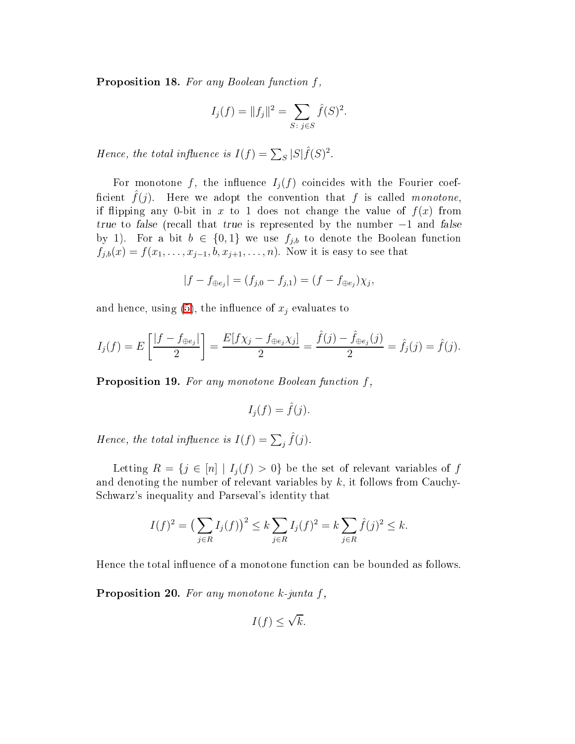**Proposition 18.** *For any Boolean function $f$,*

$$I_j(f) = \|f_j\|^2 = \sum_{S\colon j \in S} \hat{f}(S)^2.$$

*Hence, the total influence is $I(f) = \sum_S |S|\hat{f}(S)^2$.*

For monotone $f$, the influence $I_j(f)$ coincides with the Fourier coefficient $\hat{f}(j)$. Here we adopt the convention that $f$ is called *monotone*, if flipping any 0-bit in $x$ to 1 does not change the value of $f(x)$ from *true* to *false* (recall that *true* is represented by the number $-1$ and *false* by 1). For a bit $b \in \{0,1\}$ we use $f_{j,b}$ to denote the Boolean function $f_{j,b}(x) = f(x_1, \ldots, x_{j-1}, b, x_{j+1}, \ldots, n)$. Now it is easy to see that

$$|f - f_{\oplus e_j}| = (f_{j,0} - f_{j,1}) = (f - f_{\oplus e_j})\chi_j,$$

and hence, using (5), the influence of $x_j$ evaluates to

$$I_j(f) = E\left[\frac{|f - f_{\oplus e_j}|}{2}\right] = \frac{E[f\chi_j - f_{\oplus e_j}\chi_j]}{2} = \frac{\hat{f}(j) - \hat{f}_{\oplus e_j}(j)}{2} = \hat{f}_j(j) = \hat{f}(j).$$

**Proposition 19.** *For any monotone Boolean function $f$,*

$$I_j(f) = \hat{f}(j).$$

*Hence, the total influence is $I(f) = \sum_j \hat{f}(j)$.*

Letting $R = \{j \in [n] \mid I_j(f) > 0\}$ be the set of relevant variables of $f$ and denoting the number of relevant variables by $k$, it follows from Cauchy-Schwarz's inequality and Parseval's identity that

$$I(f)^2 = \big(\sum_{j\in R} I_j(f)\big)^2 \le k \sum_{j\in R} I_j(f)^2 = k \sum_{j\in R} \hat{f}(j)^2 \le k.$$

Hence the total influence of a monotone function can be bounded as follows.

**Proposition 20.** *For any monotone $k$-junta $f$,*

$$I(f) \le \sqrt{k}.$$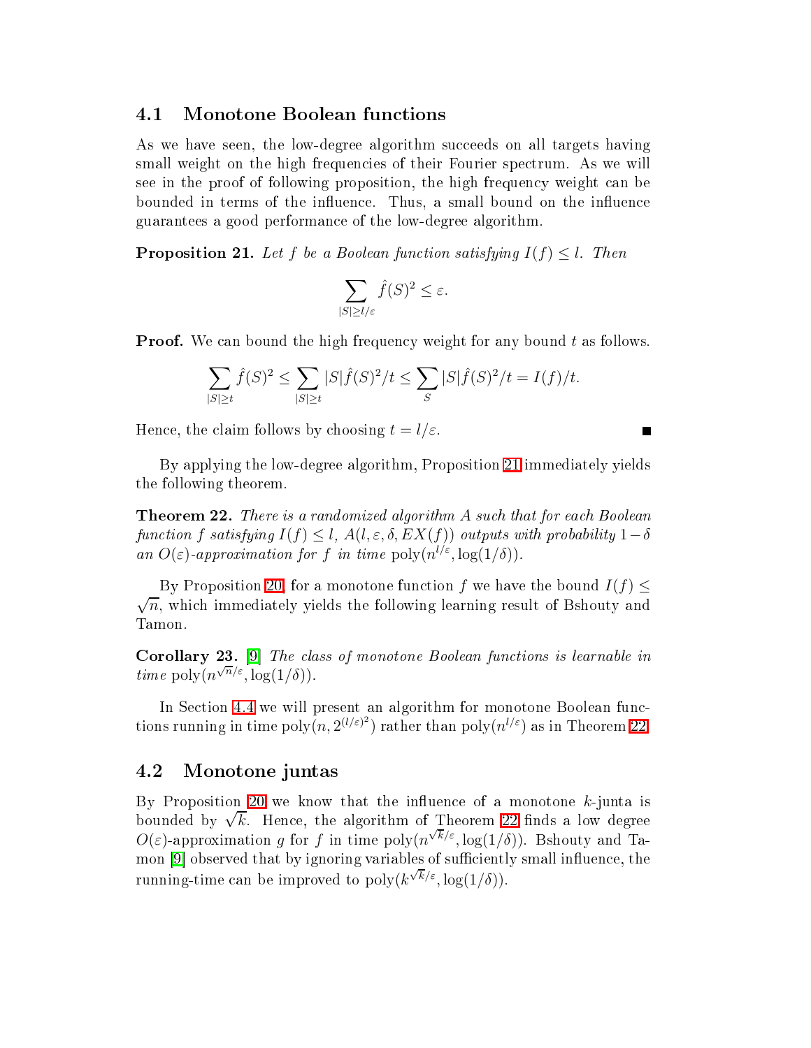### 4.1 Monotone Boolean functions

As we have seen, the low-degree algorithm succeeds on all targets having small weight on the high frequencies of their Fourier spectrum. As we will see in the proof of following proposition, the high frequency weight can be bounded in terms of the influence. Thus, a small bound on the influence guarantees a good performance of the low-degree algorithm.

**Proposition 21.** *Let $f$ be a Boolean function satisfying $I(f) \leq l$. Then*

$$\sum_{|S| \geq l/\varepsilon} \hat{f}(S)^2 \leq \varepsilon.$$

**Proof.** We can bound the high frequency weight for any bound $t$ as follows.

$$\sum_{|S| \geq t} \hat{f}(S)^2 \leq \sum_{|S| \geq t} |S|\hat{f}(S)^2/t \leq \sum_{S} |S|\hat{f}(S)^2/t = I(f)/t.$$

Hence, the claim follows by choosing $t = l/\varepsilon$. ∎

By applying the low-degree algorithm, Proposition 21 immediately yields the following theorem.

**Theorem 22.** *There is a randomized algorithm $A$ such that for each Boolean function $f$ satisfying $I(f) \leq l$, $A(l, \varepsilon, \delta, EX(f))$ outputs with probability $1-\delta$ an $O(\varepsilon)$-approximation for $f$ in time $\mathrm{poly}(n^{l/\varepsilon}, \log(1/\delta))$.*

By Proposition 20, for a monotone function $f$ we have the bound $I(f) \leq \sqrt{n}$, which immediately yields the following learning result of Bshouty and Tamon.

**Corollary 23.** [9] *The class of monotone Boolean functions is learnable in time $\mathrm{poly}(n^{\sqrt{n}/\varepsilon}, \log(1/\delta))$.*

In Section 4.4 we will present an algorithm for monotone Boolean functions running in time $\mathrm{poly}(n, 2^{(l/\varepsilon)^2})$ rather than $\mathrm{poly}(n^{l/\varepsilon})$ as in Theorem 22.

### 4.2 Monotone juntas

By Proposition 20 we know that the influence of a monotone $k$-junta is bounded by $\sqrt{k}$. Hence, the algorithm of Theorem 22 finds a low degree $O(\varepsilon)$-approximation $g$ for $f$ in time $\mathrm{poly}(n^{\sqrt{k}/\varepsilon}, \log(1/\delta))$. Bshouty and Tamon [9] observed that by ignoring variables of sufficiently small influence, the running-time can be improved to $\mathrm{poly}(k^{\sqrt{k}/\varepsilon}, \log(1/\delta))$.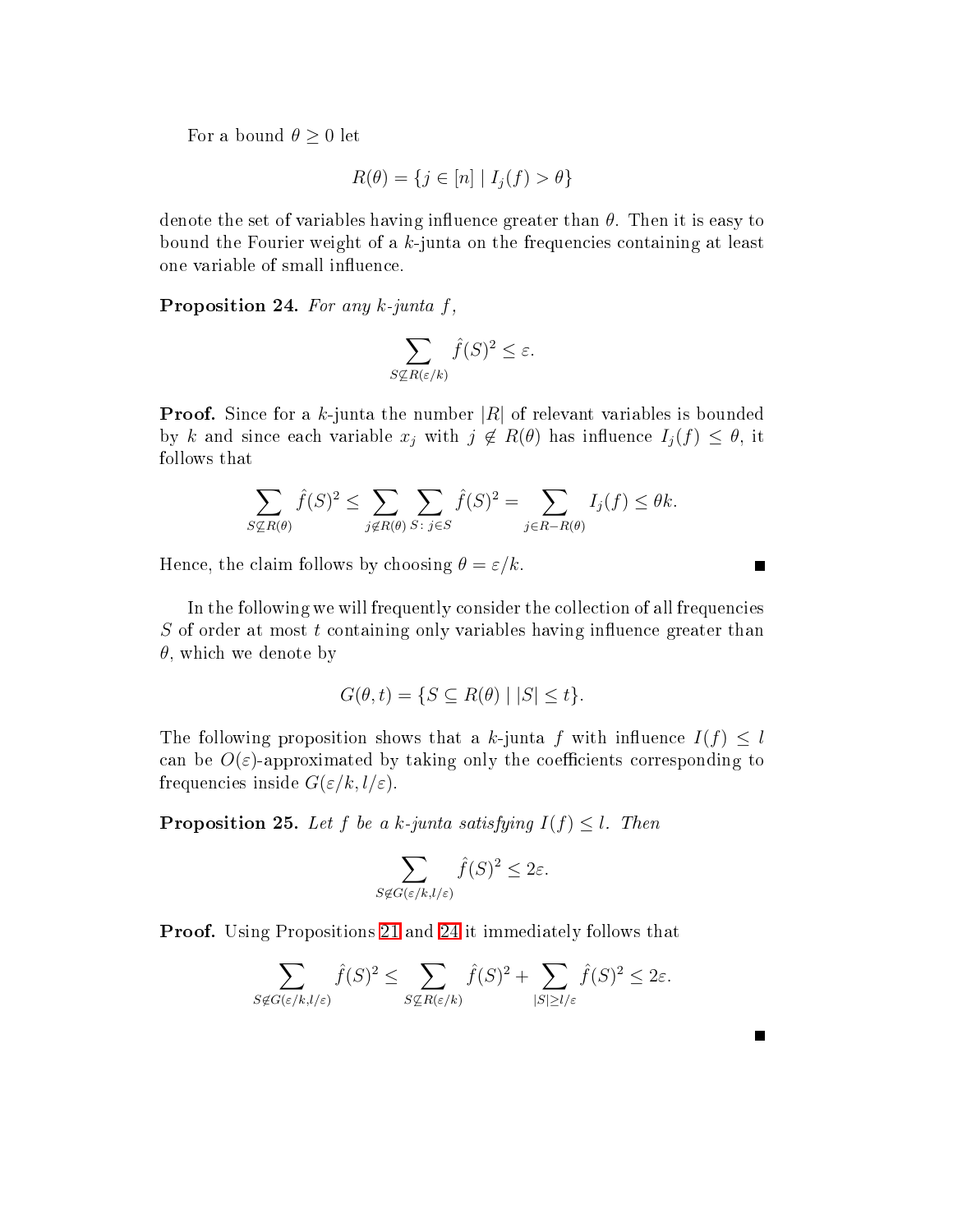For a bound $\theta \geq 0$ let

$$R(\theta) = \{j \in [n] \mid I_j(f) > \theta\}$$

denote the set of variables having influence greater than $\theta$. Then it is easy to bound the Fourier weight of a $k$-junta on the frequencies containing at least one variable of small influence.

**Proposition 24.** *For any $k$-junta $f$,*

$$\sum_{S \not\subseteq R(\varepsilon/k)} \hat{f}(S)^2 \leq \varepsilon.$$

**Proof.** Since for a $k$-junta the number $|R|$ of relevant variables is bounded by $k$ and since each variable $x_j$ with $j \notin R(\theta)$ has influence $I_j(f) \leq \theta$, it follows that

$$\sum_{S \not\subseteq R(\theta)} \hat{f}(S)^2 \leq \sum_{j \notin R(\theta)} \sum_{S:\, j \in S} \hat{f}(S)^2 = \sum_{j \in R - R(\theta)} I_j(f) \leq \theta k.$$

Hence, the claim follows by choosing $\theta = \varepsilon/k$. ∎

In the following we will frequently consider the collection of all frequencies $S$ of order at most $t$ containing only variables having influence greater than $\theta$, which we denote by

$$G(\theta, t) = \{S \subseteq R(\theta) \mid |S| \leq t\}.$$

The following proposition shows that a $k$-junta $f$ with influence $I(f) \leq l$ can be $O(\varepsilon)$-approximated by taking only the coefficients corresponding to frequencies inside $G(\varepsilon/k, l/\varepsilon)$.

**Proposition 25.** *Let $f$ be a $k$-junta satisfying $I(f) \leq l$. Then*

$$\sum_{S \notin G(\varepsilon/k, l/\varepsilon)} \hat{f}(S)^2 \leq 2\varepsilon.$$

**Proof.** Using Propositions 21 and 24 it immediately follows that

$$\sum_{S \notin G(\varepsilon/k, l/\varepsilon)} \hat{f}(S)^2 \leq \sum_{S \not\subseteq R(\varepsilon/k)} \hat{f}(S)^2 + \sum_{|S| \geq l/\varepsilon} \hat{f}(S)^2 \leq 2\varepsilon.$$

∎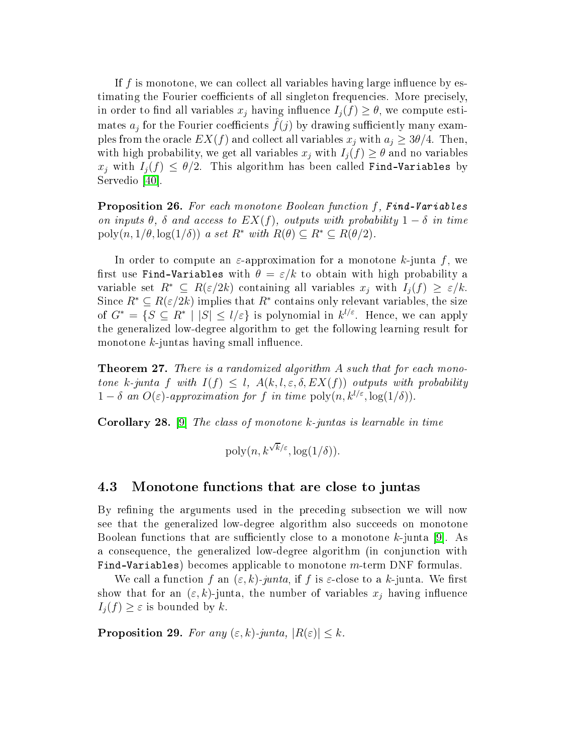If $f$ is monotone, we can collect all variables having large influence by estimating the Fourier coefficients of all singleton frequencies. More precisely, in order to find all variables $x_j$ having influence $I_j(f) \geq \theta$, we compute estimates $a_j$ for the Fourier coefficients $\hat{f}(j)$ by drawing sufficiently many examples from the oracle $EX(f)$ and collect all variables $x_j$ with $a_j \geq 3\theta/4$. Then, with high probability, we get all variables $x_j$ with $I_j(f) \geq \theta$ and no variables $x_j$ with $I_j(f) \leq \theta/2$. This algorithm has been called `Find-Variables` by Servedio [40].

**Proposition 26.** *For each monotone Boolean function $f$, `Find-Variables` on inputs $\theta$, $\delta$ and access to $EX(f)$, outputs with probability $1-\delta$ in time $\mathrm{poly}(n, 1/\theta, \log(1/\delta))$ a set $R^*$ with $R(\theta) \subseteq R^* \subseteq R(\theta/2)$.*

In order to compute an $\varepsilon$-approximation for a monotone $k$-junta $f$, we first use `Find-Variables` with $\theta = \varepsilon/k$ to obtain with high probability a variable set $R^* \subseteq R(\varepsilon/2k)$ containing all variables $x_j$ with $I_j(f) \geq \varepsilon/k$. Since $R^* \subseteq R(\varepsilon/2k)$ implies that $R^*$ contains only relevant variables, the size of $G^* = \{S \subseteq R^* \mid |S| \leq l/\varepsilon\}$ is polynomial in $k^{l/\varepsilon}$. Hence, we can apply the generalized low-degree algorithm to get the following learning result for monotone $k$-juntas having small influence.

**Theorem 27.** *There is a randomized algorithm $A$ such that for each monotone $k$-junta $f$ with $I(f) \leq l$, $A(k, l, \varepsilon, \delta, EX(f))$ outputs with probability $1-\delta$ an $O(\varepsilon)$-approximation for $f$ in time $\mathrm{poly}(n, k^{l/\varepsilon}, \log(1/\delta))$.*

**Corollary 28.** [9] *The class of monotone $k$-juntas is learnable in time*

$$\mathrm{poly}(n, k^{\sqrt{k}/\varepsilon}, \log(1/\delta)).$$

## 4.3 Monotone functions that are close to juntas

By refining the arguments used in the preceding subsection we will now see that the generalized low-degree algorithm also succeeds on monotone Boolean functions that are sufficiently close to a monotone $k$-junta [9]. As a consequence, the generalized low-degree algorithm (in conjunction with `Find-Variables`) becomes applicable to monotone $m$-term DNF formulas.

We call a function $f$ an *$(\varepsilon, k)$-junta*, if $f$ is $\varepsilon$-close to a $k$-junta. We first show that for an $(\varepsilon, k)$-junta, the number of variables $x_j$ having influence $I_j(f) \geq \varepsilon$ is bounded by $k$.

**Proposition 29.** *For any $(\varepsilon, k)$-junta, $|R(\varepsilon)| \leq k$.*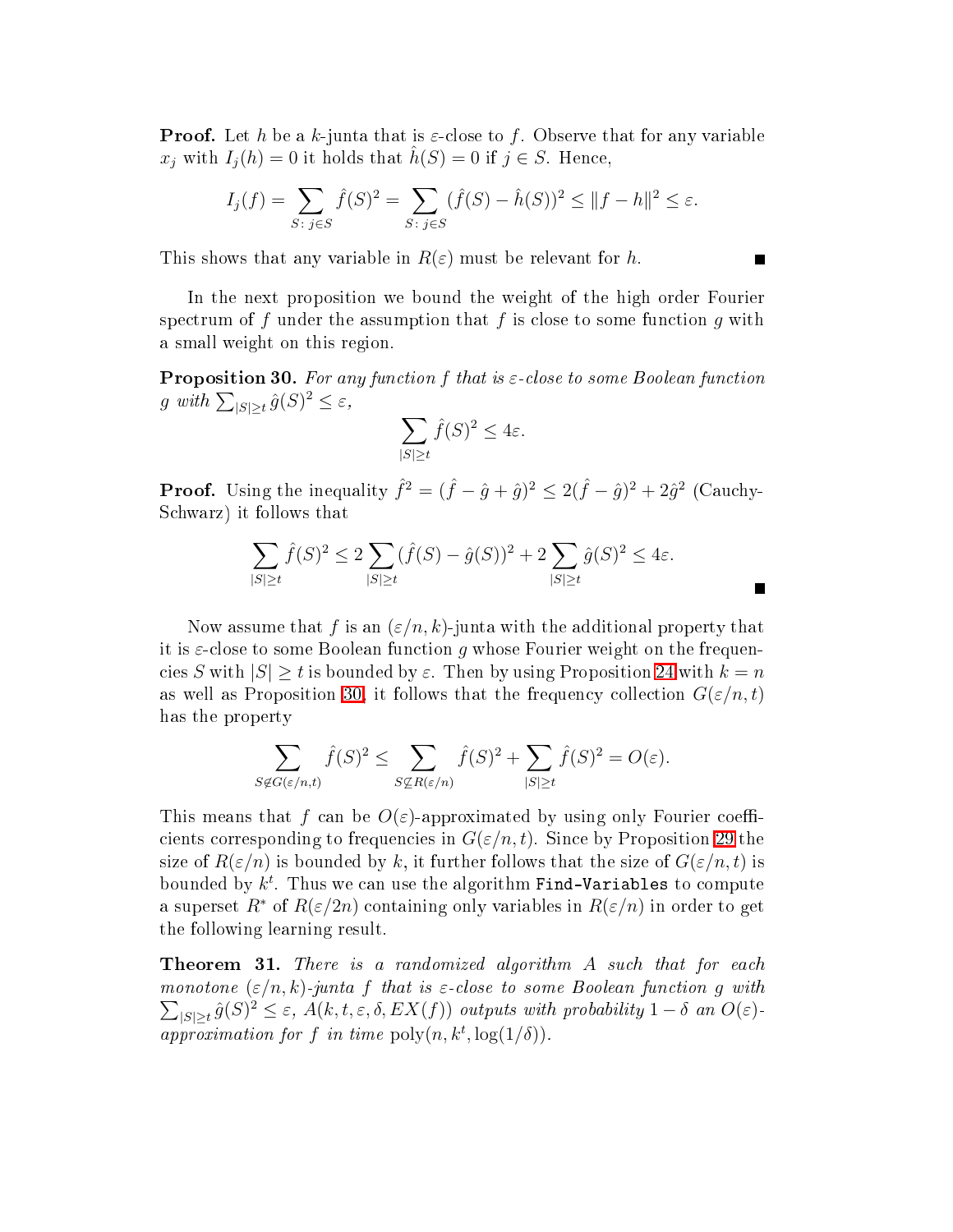**Proof.** Let $h$ be a $k$-junta that is $\varepsilon$-close to $f$. Observe that for any variable $x_j$ with $I_j(h) = 0$ it holds that $\hat{h}(S) = 0$ if $j \in S$. Hence,

$$I_j(f) = \sum_{S:\, j \in S} \hat{f}(S)^2 = \sum_{S:\, j \in S} (\hat{f}(S) - \hat{h}(S))^2 \leq \|f - h\|^2 \leq \varepsilon.$$

This shows that any variable in $R(\varepsilon)$ must be relevant for $h$. ∎

In the next proposition we bound the weight of the high order Fourier spectrum of $f$ under the assumption that $f$ is close to some function $g$ with a small weight on this region.

**Proposition 30.** *For any function $f$ that is $\varepsilon$-close to some Boolean function $g$ with $\sum_{|S| \geq t} \hat{g}(S)^2 \leq \varepsilon$,*

$$\sum_{|S| \geq t} \hat{f}(S)^2 \leq 4\varepsilon.$$

**Proof.** Using the inequality $\hat{f}^2 = (\hat{f} - \hat{g} + \hat{g})^2 \leq 2(\hat{f} - \hat{g})^2 + 2\hat{g}^2$ (Cauchy-Schwarz) it follows that

$$\sum_{|S| \geq t} \hat{f}(S)^2 \leq 2 \sum_{|S| \geq t} (\hat{f}(S) - \hat{g}(S))^2 + 2 \sum_{|S| \geq t} \hat{g}(S)^2 \leq 4\varepsilon.$$

∎

Now assume that $f$ is an $(\varepsilon/n, k)$-junta with the additional property that it is $\varepsilon$-close to some Boolean function $g$ whose Fourier weight on the frequencies $S$ with $|S| \geq t$ is bounded by $\varepsilon$. Then by using Proposition 24 with $k = n$ as well as Proposition 30, it follows that the frequency collection $G(\varepsilon/n, t)$ has the property

$$\sum_{S \notin G(\varepsilon/n, t)} \hat{f}(S)^2 \leq \sum_{S \not\subseteq R(\varepsilon/n)} \hat{f}(S)^2 + \sum_{|S| \geq t} \hat{f}(S)^2 = O(\varepsilon).$$

This means that $f$ can be $O(\varepsilon)$-approximated by using only Fourier coefficients corresponding to frequencies in $G(\varepsilon/n, t)$. Since by Proposition 29 the size of $R(\varepsilon/n)$ is bounded by $k$, it further follows that the size of $G(\varepsilon/n, t)$ is bounded by $k^t$. Thus we can use the algorithm `Find-Variables` to compute a superset $R^*$ of $R(\varepsilon/2n)$ containing only variables in $R(\varepsilon/n)$ in order to get the following learning result.

**Theorem 31.** *There is a randomized algorithm $A$ such that for each monotone $(\varepsilon/n, k)$-junta $f$ that is $\varepsilon$-close to some Boolean function $g$ with $\sum_{|S| \geq t} \hat{g}(S)^2 \leq \varepsilon$, $A(k, t, \varepsilon, \delta, EX(f))$ outputs with probability $1 - \delta$ an $O(\varepsilon)$-approximation for $f$ in time $\mathrm{poly}(n, k^t, \log(1/\delta))$.*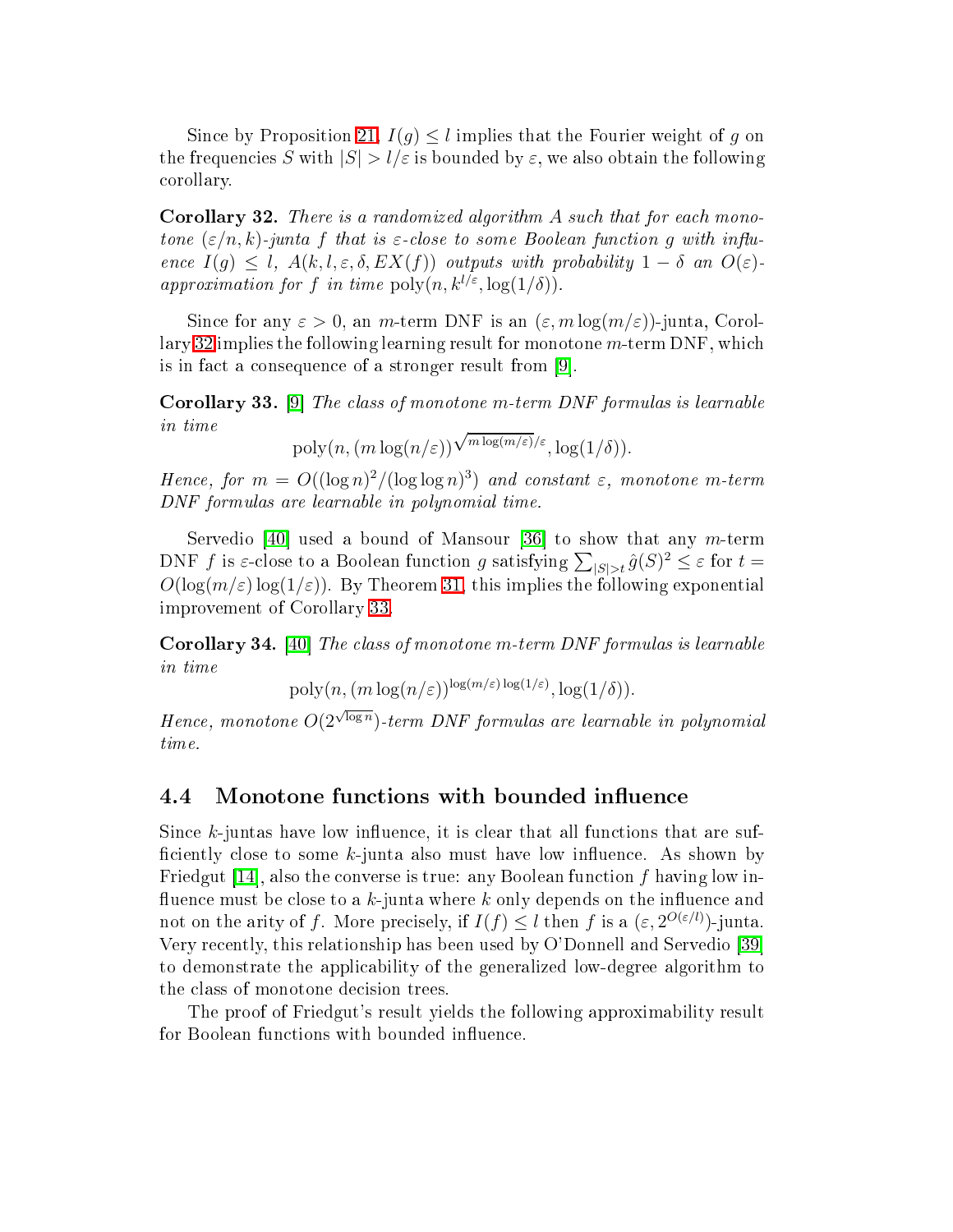Since by Proposition 21, $I(g) \le l$ implies that the Fourier weight of $g$ on the frequencies $S$ with $|S| > l/\varepsilon$ is bounded by $\varepsilon$, we also obtain the following corollary.

**Corollary 32.** *There is a randomized algorithm $A$ such that for each monotone $(\varepsilon/n, k)$-junta $f$ that is $\varepsilon$-close to some Boolean function $g$ with influence $I(g) \le l$, $A(k, l, \varepsilon, \delta, EX(f))$ outputs with probability $1 - \delta$ an $O(\varepsilon)$-approximation for $f$ in time $\mathrm{poly}(n, k^{l/\varepsilon}, \log(1/\delta))$.*

Since for any $\varepsilon > 0$, an $m$-term DNF is an $(\varepsilon, m\log(m/\varepsilon))$-junta, Corollary 32 implies the following learning result for monotone $m$-term DNF, which is in fact a consequence of a stronger result from [9].

**Corollary 33.** [9] *The class of monotone $m$-term DNF formulas is learnable in time*

$$\mathrm{poly}(n, (m\log(n/\varepsilon))^{\sqrt{m\log(m/\varepsilon)}/\varepsilon}, \log(1/\delta)).$$

*Hence, for $m = O((\log n)^2/(\log\log n)^3)$ and constant $\varepsilon$, monotone $m$-term DNF formulas are learnable in polynomial time.*

Servedio [40] used a bound of Mansour [36] to show that any $m$-term DNF $f$ is $\varepsilon$-close to a Boolean function $g$ satisfying $\sum_{|S|>t} \hat{g}(S)^2 \le \varepsilon$ for $t = O(\log(m/\varepsilon)\log(1/\varepsilon))$. By Theorem 31, this implies the following exponential improvement of Corollary 33.

**Corollary 34.** [40] *The class of monotone $m$-term DNF formulas is learnable in time*

$$\mathrm{poly}(n, (m\log(n/\varepsilon))^{\log(m/\varepsilon)\log(1/\varepsilon)}, \log(1/\delta)).$$

*Hence, monotone $O(2^{\sqrt{\log n}})$-term DNF formulas are learnable in polynomial time.*

## 4.4 Monotone functions with bounded influence

Since $k$-juntas have low influence, it is clear that all functions that are sufficiently close to some $k$-junta also must have low influence. As shown by Friedgut [14], also the converse is true: any Boolean function $f$ having low influence must be close to a $k$-junta where $k$ only depends on the influence and not on the arity of $f$. More precisely, if $I(f) \le l$ then $f$ is a $(\varepsilon, 2^{O(\varepsilon/l)})$-junta. Very recently, this relationship has been used by O'Donnell and Servedio [39] to demonstrate the applicability of the generalized low-degree algorithm to the class of monotone decision trees.

The proof of Friedgut's result yields the following approximability result for Boolean functions with bounded influence.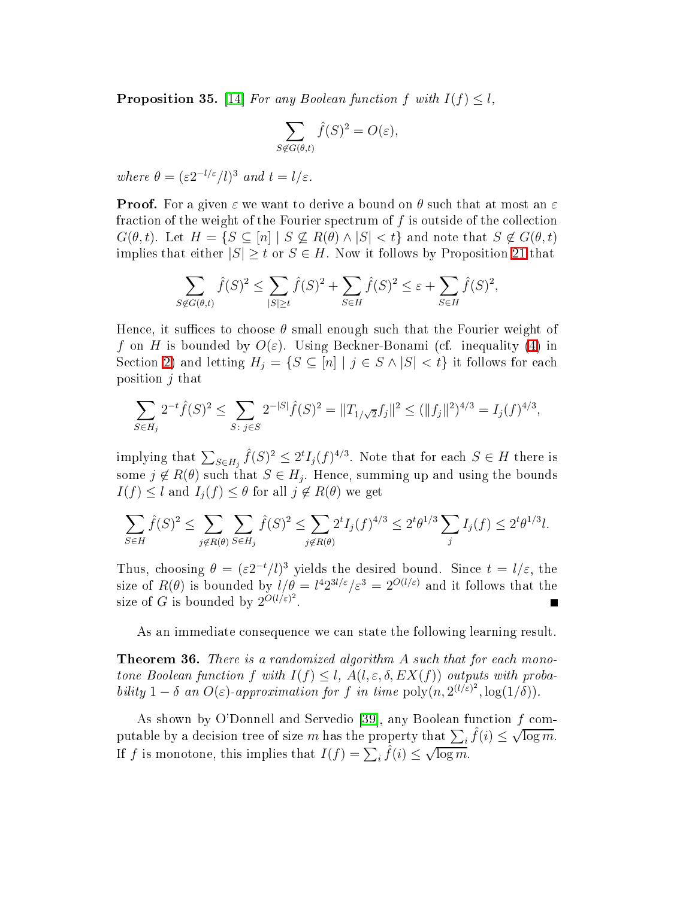**Proposition 35.** [14] *For any Boolean function $f$ with $I(f) \leq l$,*

$$\sum_{S \notin G(\theta,t)} \hat{f}(S)^2 = O(\varepsilon),$$

*where $\theta = (\varepsilon 2^{-l/\varepsilon}/l)^3$ and $t = l/\varepsilon$.*

**Proof.** For a given $\varepsilon$ we want to derive a bound on $\theta$ such that at most an $\varepsilon$ fraction of the weight of the Fourier spectrum of $f$ is outside of the collection $G(\theta, t)$. Let $H = \{S \subseteq [n] \mid S \not\subseteq R(\theta) \wedge |S| < t\}$ and note that $S \notin G(\theta, t)$ implies that either $|S| \geq t$ or $S \in H$. Now it follows by Proposition 21 that

$$\sum_{S \notin G(\theta,t)} \hat{f}(S)^2 \leq \sum_{|S| \geq t} \hat{f}(S)^2 + \sum_{S \in H} \hat{f}(S)^2 \leq \varepsilon + \sum_{S \in H} \hat{f}(S)^2,$$

Hence, it suffices to choose $\theta$ small enough such that the Fourier weight of $f$ on $H$ is bounded by $O(\varepsilon)$. Using Beckner-Bonami (cf. inequality (4) in Section 2) and letting $H_j = \{S \subseteq [n] \mid j \in S \wedge |S| < t\}$ it follows for each position $j$ that

$$\sum_{S \in H_j} 2^{-t} \hat{f}(S)^2 \leq \sum_{S:\, j \in S} 2^{-|S|} \hat{f}(S)^2 = \|T_{1/\sqrt{2}} f_j\|^2 \leq (\|f_j\|^2)^{4/3} = I_j(f)^{4/3},$$

implying that $\sum_{S \in H_j} \hat{f}(S)^2 \leq 2^t I_j(f)^{4/3}$. Note that for each $S \in H$ there is some $j \notin R(\theta)$ such that $S \in H_j$. Hence, summing up and using the bounds $I(f) \leq l$ and $I_j(f) \leq \theta$ for all $j \notin R(\theta)$ we get

$$\sum_{S \in H} \hat{f}(S)^2 \leq \sum_{j \notin R(\theta)} \sum_{S \in H_j} \hat{f}(S)^2 \leq \sum_{j \notin R(\theta)} 2^t I_j(f)^{4/3} \leq 2^t \theta^{1/3} \sum_j I_j(f) \leq 2^t \theta^{1/3} l.$$

Thus, choosing $\theta = (\varepsilon 2^{-t}/l)^3$ yields the desired bound. Since $t = l/\varepsilon$, the size of $R(\theta)$ is bounded by $l/\theta = l^4 2^{3l/\varepsilon}/\varepsilon^3 = 2^{O(l/\varepsilon)}$ and it follows that the size of $G$ is bounded by $2^{O(l/\varepsilon)^2}$. ■

As an immediate consequence we can state the following learning result.

**Theorem 36.** *There is a randomized algorithm $A$ such that for each monotone Boolean function $f$ with $I(f) \leq l$, $A(l, \varepsilon, \delta, EX(f))$ outputs with probability $1 - \delta$ an $O(\varepsilon)$-approximation for $f$ in time $\text{poly}(n, 2^{(l/\varepsilon)^2}, \log(1/\delta))$.*

As shown by O'Donnell and Servedio [39], any Boolean function $f$ computable by a decision tree of size $m$ has the property that $\sum_i \hat{f}(i) \leq \sqrt{\log m}$. If $f$ is monotone, this implies that $I(f) = \sum_i \hat{f}(i) \leq \sqrt{\log m}$.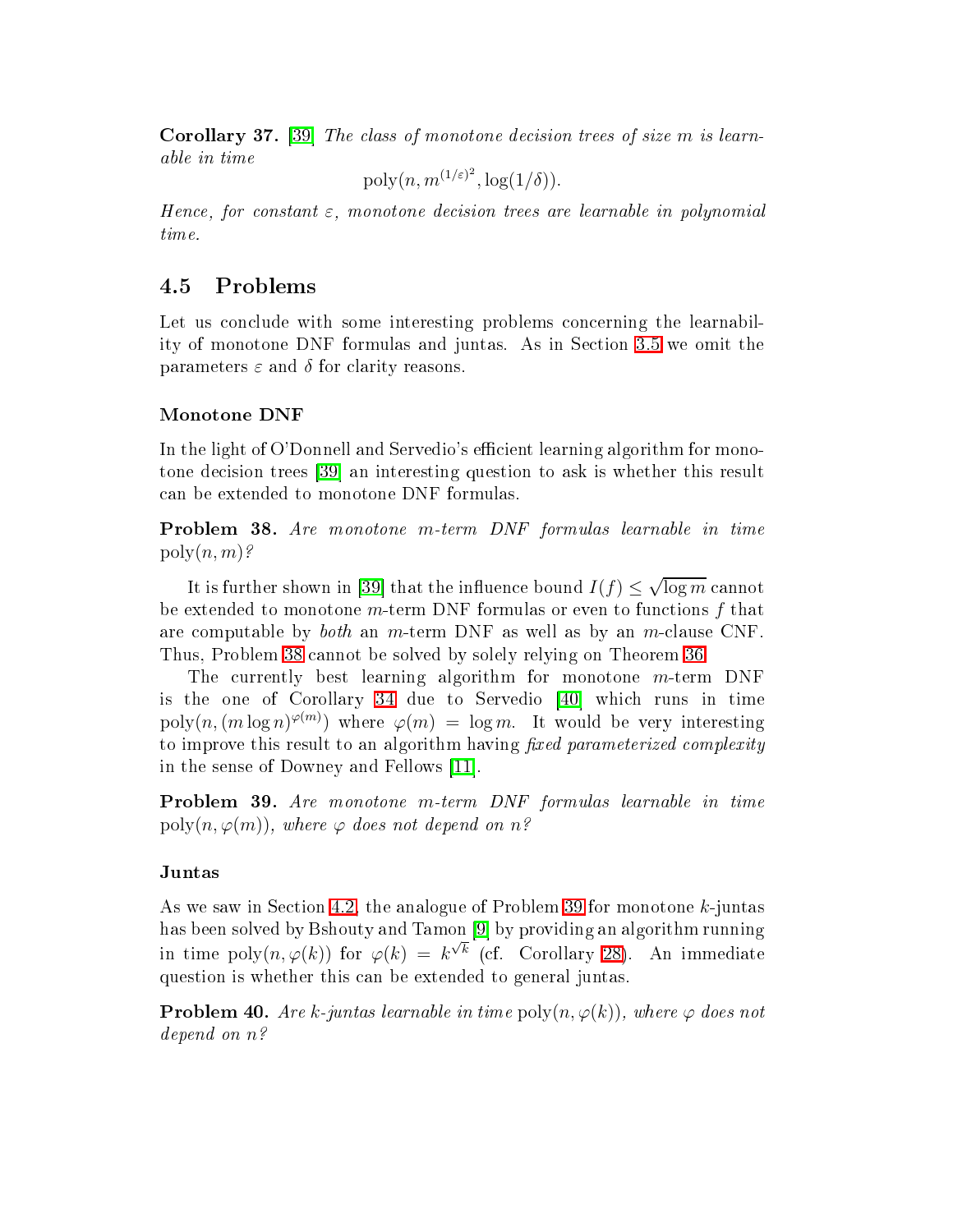**Corollary 37.** [39] *The class of monotone decision trees of size $m$ is learnable in time*

$$\mathrm{poly}(n, m^{(1/\varepsilon)^2}, \log(1/\delta)).$$

*Hence, for constant $\varepsilon$, monotone decision trees are learnable in polynomial time.*

## 4.5 Problems

Let us conclude with some interesting problems concerning the learnability of monotone DNF formulas and juntas. As in Section 3.5 we omit the parameters $\varepsilon$ and $\delta$ for clarity reasons.

### Monotone DNF

In the light of O'Donnell and Servedio's efficient learning algorithm for monotone decision trees [39] an interesting question to ask is whether this result can be extended to monotone DNF formulas.

**Problem 38.** *Are monotone $m$-term DNF formulas learnable in time $\mathrm{poly}(n, m)$?*

It is further shown in [39] that the influence bound $I(f) \leq \sqrt{\log m}$ cannot be extended to monotone $m$-term DNF formulas or even to functions $f$ that are computable by *both* an $m$-term DNF as well as by an $m$-clause CNF. Thus, Problem 38 cannot be solved by solely relying on Theorem 36.

The currently best learning algorithm for monotone $m$-term DNF is the one of Corollary 34 due to Servedio [40] which runs in time $\mathrm{poly}(n, (m \log n)^{\varphi(m)})$ where $\varphi(m) = \log m$. It would be very interesting to improve this result to an algorithm having *fixed parameterized complexity* in the sense of Downey and Fellows [11].

**Problem 39.** *Are monotone $m$-term DNF formulas learnable in time $\mathrm{poly}(n, \varphi(m))$, where $\varphi$ does not depend on $n$?*

### Juntas

As we saw in Section 4.2, the analogue of Problem 39 for monotone $k$-juntas has been solved by Bshouty and Tamon [9] by providing an algorithm running in time $\mathrm{poly}(n, \varphi(k))$ for $\varphi(k) = k^{\sqrt{k}}$ (cf. Corollary 28). An immediate question is whether this can be extended to general juntas.

**Problem 40.** *Are $k$-juntas learnable in time $\mathrm{poly}(n, \varphi(k))$, where $\varphi$ does not depend on $n$?*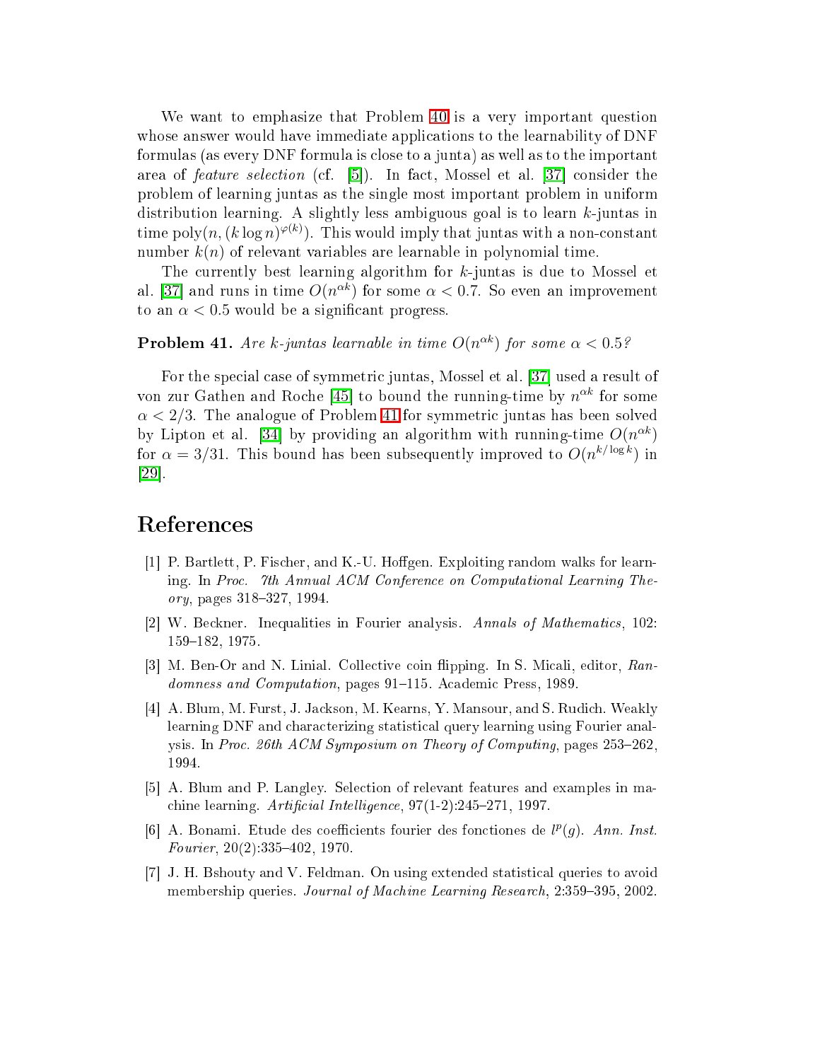We want to emphasize that Problem 40 is a very important question whose answer would have immediate applications to the learnability of DNF formulas (as every DNF formula is close to a junta) as well as to the important area of *feature selection* (cf. [5]). In fact, Mossel et al. [37] consider the problem of learning juntas as the single most important problem in uniform distribution learning. A slightly less ambiguous goal is to learn $k$-juntas in time $\text{poly}(n, (k \log n)^{\varphi(k)})$. This would imply that juntas with a non-constant number $k(n)$ of relevant variables are learnable in polynomial time.

The currently best learning algorithm for $k$-juntas is due to Mossel et al. [37] and runs in time $O(n^{\alpha k})$ for some $\alpha < 0.7$. So even an improvement to an $\alpha < 0.5$ would be a significant progress.

**Problem 41.** *Are $k$-juntas learnable in time $O(n^{\alpha k})$ for some $\alpha < 0.5$?*

For the special case of symmetric juntas, Mossel et al. [37] used a result of von zur Gathen and Roche [45] to bound the running-time by $n^{\alpha k}$ for some $\alpha < 2/3$. The analogue of Problem 41 for symmetric juntas has been solved by Lipton et al. [34] by providing an algorithm with running-time $O(n^{\alpha k})$ for $\alpha = 3/31$. This bound has been subsequently improved to $O(n^{k/\log k})$ in [29].

# References

[1] P. Bartlett, P. Fischer, and K.-U. Hoffgen. Exploiting random walks for learning. In *Proc. 7th Annual ACM Conference on Computational Learning Theory*, pages 318–327, 1994.

[2] W. Beckner. Inequalities in Fourier analysis. *Annals of Mathematics*, 102: 159–182, 1975.

[3] M. Ben-Or and N. Linial. Collective coin flipping. In S. Micali, editor, *Randomness and Computation*, pages 91–115. Academic Press, 1989.

[4] A. Blum, M. Furst, J. Jackson, M. Kearns, Y. Mansour, and S. Rudich. Weakly learning DNF and characterizing statistical query learning using Fourier analysis. In *Proc. 26th ACM Symposium on Theory of Computing*, pages 253–262, 1994.

[5] A. Blum and P. Langley. Selection of relevant features and examples in machine learning. *Artificial Intelligence*, 97(1-2):245–271, 1997.

[6] A. Bonami. Etude des coefficients fourier des fonctiones de $l^p(g)$. *Ann. Inst. Fourier*, 20(2):335–402, 1970.

[7] J. H. Bshouty and V. Feldman. On using extended statistical queries to avoid membership queries. *Journal of Machine Learning Research*, 2:359–395, 2002.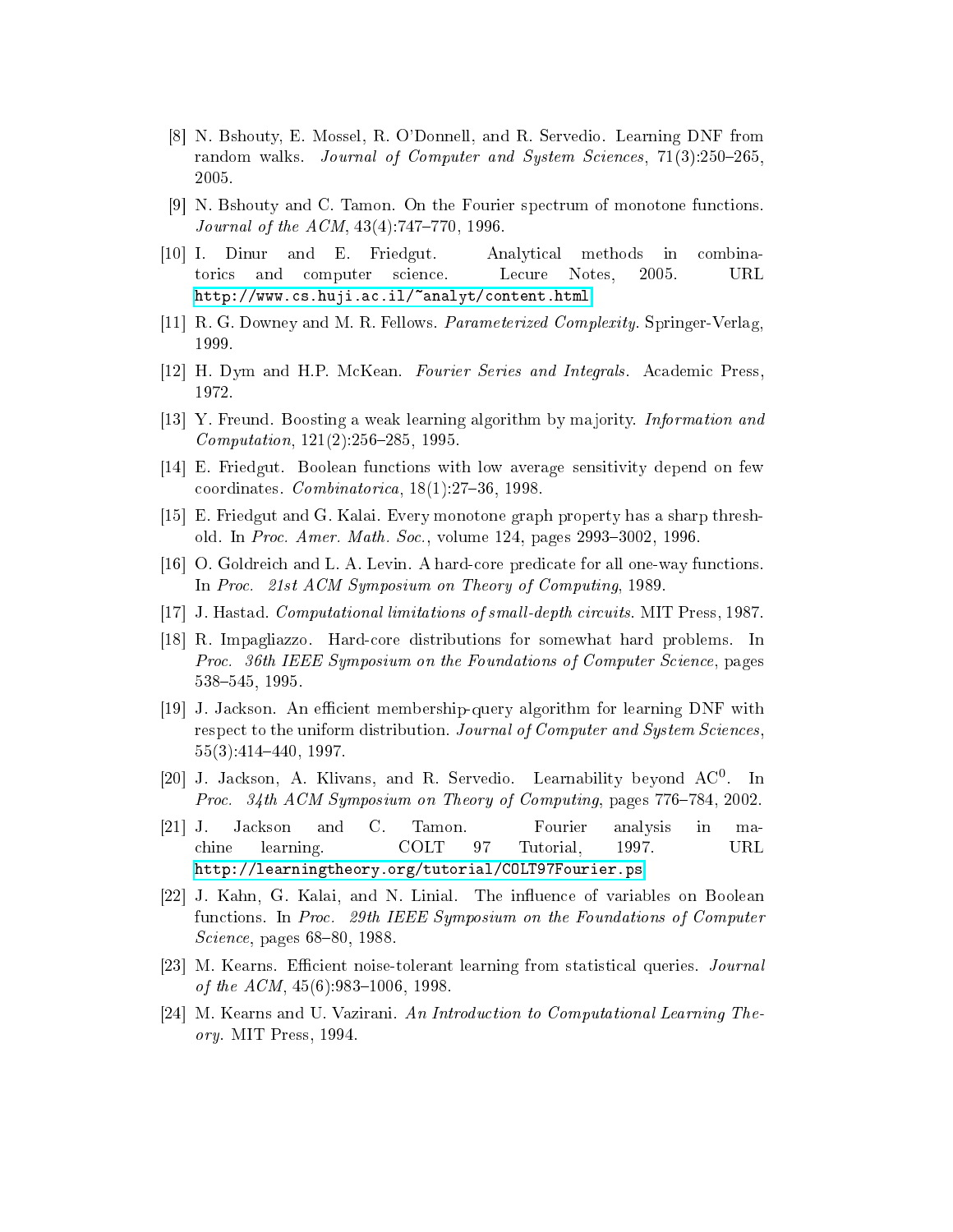[8] N. Bshouty, E. Mossel, R. O'Donnell, and R. Servedio. Learning DNF from random walks. *Journal of Computer and System Sciences*, 71(3):250–265, 2005.

[9] N. Bshouty and C. Tamon. On the Fourier spectrum of monotone functions. *Journal of the ACM*, 43(4):747–770, 1996.

[10] I. Dinur and E. Friedgut. Analytical methods in combinatorics and computer science. Lecure Notes, 2005. URL http://www.cs.huji.ac.il/~analyt/content.html.

[11] R. G. Downey and M. R. Fellows. *Parameterized Complexity*. Springer-Verlag, 1999.

[12] H. Dym and H.P. McKean. *Fourier Series and Integrals*. Academic Press, 1972.

[13] Y. Freund. Boosting a weak learning algorithm by majority. *Information and Computation*, 121(2):256–285, 1995.

[14] E. Friedgut. Boolean functions with low average sensitivity depend on few coordinates. *Combinatorica*, 18(1):27–36, 1998.

[15] E. Friedgut and G. Kalai. Every monotone graph property has a sharp threshold. In *Proc. Amer. Math. Soc.*, volume 124, pages 2993–3002, 1996.

[16] O. Goldreich and L. A. Levin. A hard-core predicate for all one-way functions. In *Proc. 21st ACM Symposium on Theory of Computing*, 1989.

[17] J. Hastad. *Computational limitations of small-depth circuits*. MIT Press, 1987.

[18] R. Impagliazzo. Hard-core distributions for somewhat hard problems. In *Proc. 36th IEEE Symposium on the Foundations of Computer Science*, pages 538–545, 1995.

[19] J. Jackson. An efficient membership-query algorithm for learning DNF with respect to the uniform distribution. *Journal of Computer and System Sciences*, 55(3):414–440, 1997.

[20] J. Jackson, A. Klivans, and R. Servedio. Learnability beyond $AC^0$. In *Proc. 34th ACM Symposium on Theory of Computing*, pages 776–784, 2002.

[21] J. Jackson and C. Tamon. Fourier analysis in machine learning. COLT 97 Tutorial, 1997. URL http://learningtheory.org/tutorial/COLT97Fourier.ps.

[22] J. Kahn, G. Kalai, and N. Linial. The influence of variables on Boolean functions. In *Proc. 29th IEEE Symposium on the Foundations of Computer Science*, pages 68–80, 1988.

[23] M. Kearns. Efficient noise-tolerant learning from statistical queries. *Journal of the ACM*, 45(6):983–1006, 1998.

[24] M. Kearns and U. Vazirani. *An Introduction to Computational Learning Theory*. MIT Press, 1994.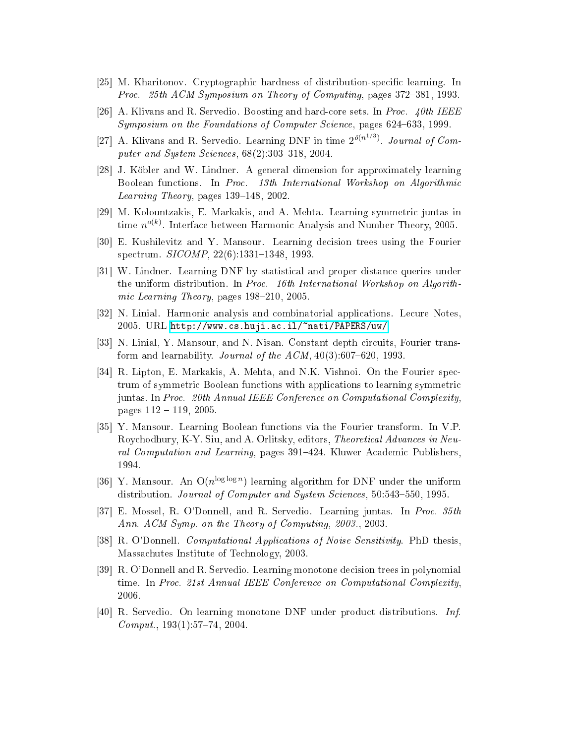[25] M. Kharitonov. Cryptographic hardness of distribution-specific learning. In *Proc. 25th ACM Symposium on Theory of Computing*, pages 372–381, 1993.

[26] A. Klivans and R. Servedio. Boosting and hard-core sets. In *Proc. 40th IEEE Symposium on the Foundations of Computer Science*, pages 624–633, 1999.

[27] A. Klivans and R. Servedio. Learning DNF in time $2^{\tilde{o}(n^{1/3})}$. *Journal of Computer and System Sciences*, 68(2):303–318, 2004.

[28] J. Köbler and W. Lindner. A general dimension for approximately learning Boolean functions. In *Proc. 13th International Workshop on Algorithmic Learning Theory*, pages 139–148, 2002.

[29] M. Kolountzakis, E. Markakis, and A. Mehta. Learning symmetric juntas in time $n^{o(k)}$. Interface between Harmonic Analysis and Number Theory, 2005.

[30] E. Kushilevitz and Y. Mansour. Learning decision trees using the Fourier spectrum. *SICOMP*, 22(6):1331–1348, 1993.

[31] W. Lindner. Learning DNF by statistical and proper distance queries under the uniform distribution. In *Proc. 16th International Workshop on Algorithmic Learning Theory*, pages 198–210, 2005.

[32] N. Linial. Harmonic analysis and combinatorial applications. Lecure Notes, 2005. URL http://www.cs.huji.ac.il/~nati/PAPERS/uw/

[33] N. Linial, Y. Mansour, and N. Nisan. Constant depth circuits, Fourier transform and learnability. *Journal of the ACM*, 40(3):607–620, 1993.

[34] R. Lipton, E. Markakis, A. Mehta, and N.K. Vishnoi. On the Fourier spectrum of symmetric Boolean functions with applications to learning symmetric juntas. In *Proc. 20th Annual IEEE Conference on Computational Complexity*, pages 112 – 119, 2005.

[35] Y. Mansour. Learning Boolean functions via the Fourier transform. In V.P. Roychodhury, K-Y. Siu, and A. Orlitsky, editors, *Theoretical Advances in Neural Computation and Learning*, pages 391–424. Kluwer Academic Publishers, 1994.

[36] Y. Mansour. An $O(n^{\log \log n})$ learning algorithm for DNF under the uniform distribution. *Journal of Computer and System Sciences*, 50:543–550, 1995.

[37] E. Mossel, R. O'Donnell, and R. Servedio. Learning juntas. In *Proc. 35th Ann. ACM Symp. on the Theory of Computing, 2003.*, 2003.

[38] R. O'Donnell. *Computational Applications of Noise Sensitivity*. PhD thesis, Massachutes Institute of Technology, 2003.

[39] R. O'Donnell and R. Servedio. Learning monotone decision trees in polynomial time. In *Proc. 21st Annual IEEE Conference on Computational Complexity*, 2006.

[40] R. Servedio. On learning monotone DNF under product distributions. *Inf. Comput.*, 193(1):57–74, 2004.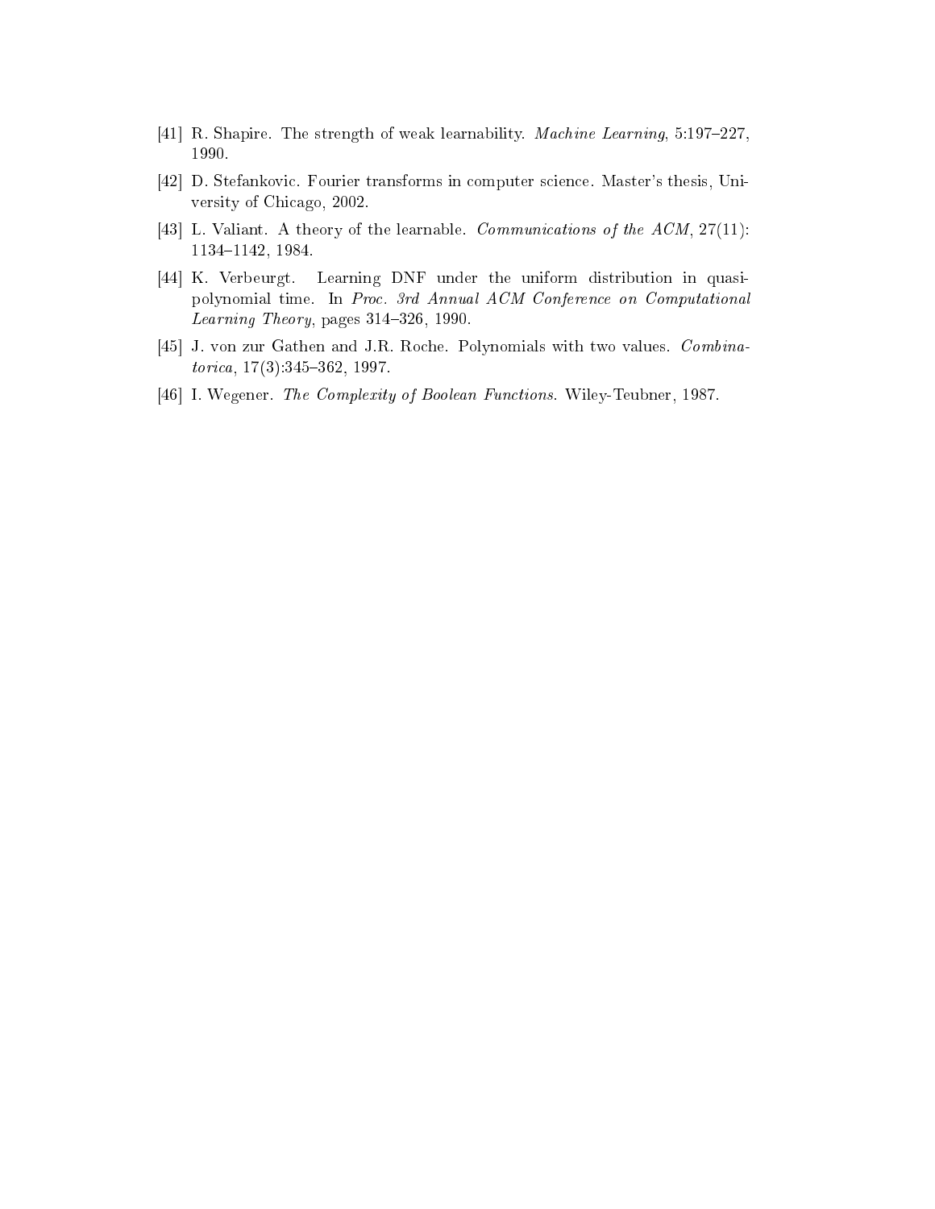[41] R. Shapire. The strength of weak learnability. *Machine Learning*, 5:197–227, 1990.

[42] D. Stefankovic. Fourier transforms in computer science. Master's thesis, University of Chicago, 2002.

[43] L. Valiant. A theory of the learnable. *Communications of the ACM*, 27(11): 1134–1142, 1984.

[44] K. Verbeurgt. Learning DNF under the uniform distribution in quasi-polynomial time. In *Proc. 3rd Annual ACM Conference on Computational Learning Theory*, pages 314–326, 1990.

[45] J. von zur Gathen and J.R. Roche. Polynomials with two values. *Combinatorica*, 17(3):345–362, 1997.

[46] I. Wegener. *The Complexity of Boolean Functions*. Wiley-Teubner, 1987.